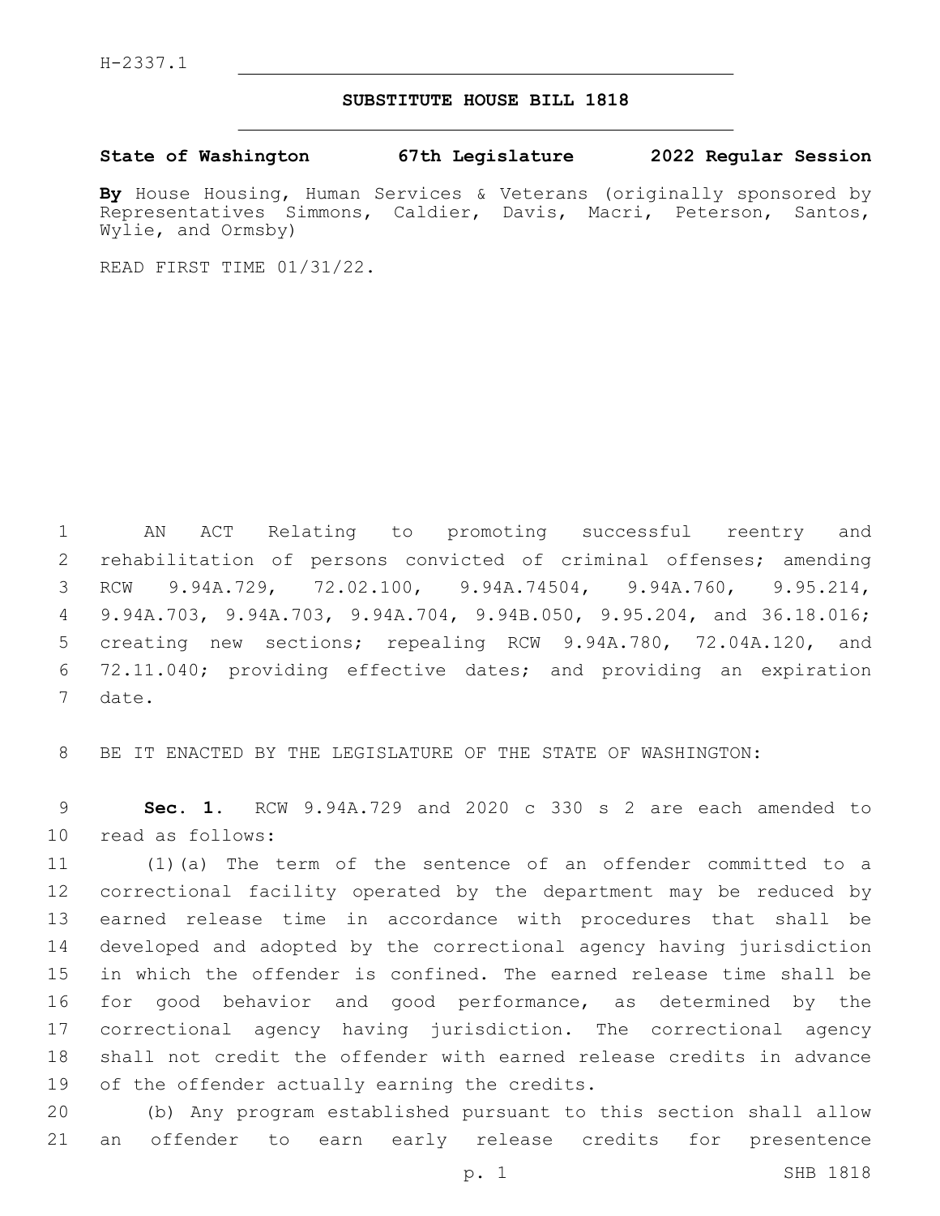H-2337.1

# SUBSTITUTE HOUSE BILL 1818

**State of Washington 67th Legislature 2022 Regular Session**

**By** House Housing, Human Services & Veterans (originally sponsored by Representatives Simmons, Caldier, Davis, Macri, Peterson, Santos, Wylie, and Ormsby)

READ FIRST TIME 01/31/22.

AN ACT Relating to promoting successful reentry and rehabilitation of persons convicted of criminal offenses; amending RCW 9.94A.729, 72.02.100, 9.94A.74504, 9.94A.760, 9.95.214, 9.94A.703, 9.94A.703, 9.94A.704, 9.94B.050, 9.95.204, and 36.18.016; creating new sections; repealing RCW 9.94A.780, 72.04A.120, and 72.11.040; providing effective dates; and providing an expiration date.

BE IT ENACTED BY THE LEGISLATURE OF THE STATE OF WASHINGTON:

**Sec. 1.** RCW 9.94A.729 and 2020 c 330 s 2 are each amended to read as follows:

(1)(a) The term of the sentence of an offender committed to a correctional facility operated by the department may be reduced by earned release time in accordance with procedures that shall be developed and adopted by the correctional agency having jurisdiction in which the offender is confined. The earned release time shall be for good behavior and good performance, as determined by the correctional agency having jurisdiction. The correctional agency shall not credit the offender with earned release credits in advance of the offender actually earning the credits.

(b) Any program established pursuant to this section shall allow an offender to earn early release credits for presentence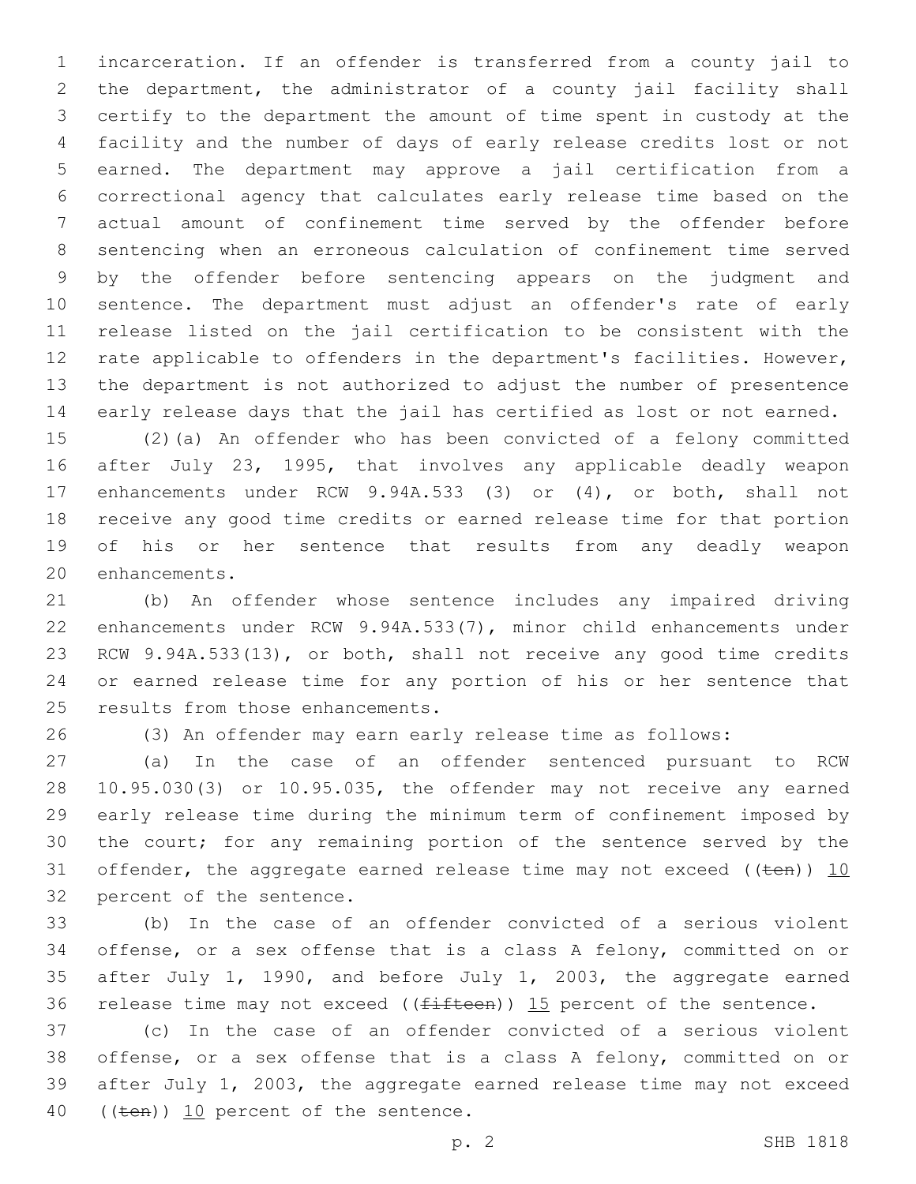incarceration. If an offender is transferred from a county jail to the department, the administrator of a county jail facility shall certify to the department the amount of time spent in custody at the facility and the number of days of early release credits lost or not earned. The department may approve a jail certification from a correctional agency that calculates early release time based on the actual amount of confinement time served by the offender before sentencing when an erroneous calculation of confinement time served by the offender before sentencing appears on the judgment and sentence. The department must adjust an offender's rate of early release listed on the jail certification to be consistent with the rate applicable to offenders in the department's facilities. However, the department is not authorized to adjust the number of presentence early release days that the jail has certified as lost or not earned.

(2)(a) An offender who has been convicted of a felony committed after July 23, 1995, that involves any applicable deadly weapon enhancements under RCW 9.94A.533 (3) or (4), or both, shall not receive any good time credits or earned release time for that portion of his or her sentence that results from any deadly weapon enhancements.

(b) An offender whose sentence includes any impaired driving enhancements under RCW 9.94A.533(7), minor child enhancements under RCW 9.94A.533(13), or both, shall not receive any good time credits or earned release time for any portion of his or her sentence that results from those enhancements.

(3) An offender may earn early release time as follows:

(a) In the case of an offender sentenced pursuant to RCW 10.95.030(3) or 10.95.035, the offender may not receive any earned early release time during the minimum term of confinement imposed by the court; for any remaining portion of the sentence served by the offender, the aggregate earned release time may not exceed ((~~ten~~)) <u>10</u> percent of the sentence.

(b) In the case of an offender convicted of a serious violent offense, or a sex offense that is a class A felony, committed on or after July 1, 1990, and before July 1, 2003, the aggregate earned release time may not exceed ((~~fifteen~~)) <u>15</u> percent of the sentence.

(c) In the case of an offender convicted of a serious violent offense, or a sex offense that is a class A felony, committed on or after July 1, 2003, the aggregate earned release time may not exceed ((~~ten~~)) <u>10</u> percent of the sentence.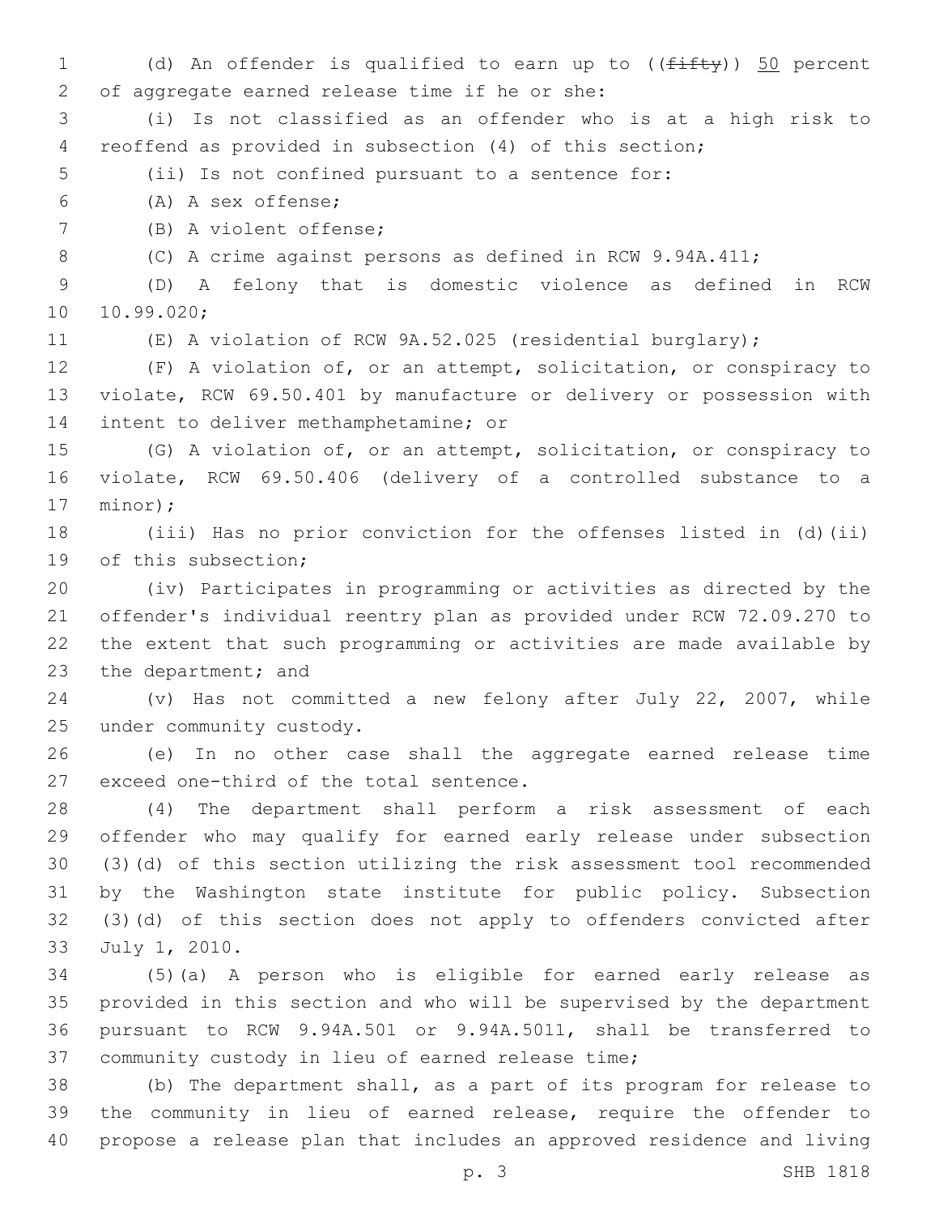(d) An offender is qualified to earn up to ((~~fifty~~)) <u>50</u> percent of aggregate earned release time if he or she:

(i) Is not classified as an offender who is at a high risk to reoffend as provided in subsection (4) of this section;

(ii) Is not confined pursuant to a sentence for:

(A) A sex offense;

(B) A violent offense;

(C) A crime against persons as defined in RCW 9.94A.411;

(D) A felony that is domestic violence as defined in RCW 10.99.020;

(E) A violation of RCW 9A.52.025 (residential burglary);

(F) A violation of, or an attempt, solicitation, or conspiracy to violate, RCW 69.50.401 by manufacture or delivery or possession with intent to deliver methamphetamine; or

(G) A violation of, or an attempt, solicitation, or conspiracy to violate, RCW 69.50.406 (delivery of a controlled substance to a minor);

(iii) Has no prior conviction for the offenses listed in (d)(ii) of this subsection;

(iv) Participates in programming or activities as directed by the offender's individual reentry plan as provided under RCW 72.09.270 to the extent that such programming or activities are made available by the department; and

(v) Has not committed a new felony after July 22, 2007, while under community custody.

(e) In no other case shall the aggregate earned release time exceed one-third of the total sentence.

(4) The department shall perform a risk assessment of each offender who may qualify for earned early release under subsection (3)(d) of this section utilizing the risk assessment tool recommended by the Washington state institute for public policy. Subsection (3)(d) of this section does not apply to offenders convicted after July 1, 2010.

(5)(a) A person who is eligible for earned early release as provided in this section and who will be supervised by the department pursuant to RCW 9.94A.501 or 9.94A.5011, shall be transferred to community custody in lieu of earned release time;

(b) The department shall, as a part of its program for release to the community in lieu of earned release, require the offender to propose a release plan that includes an approved residence and living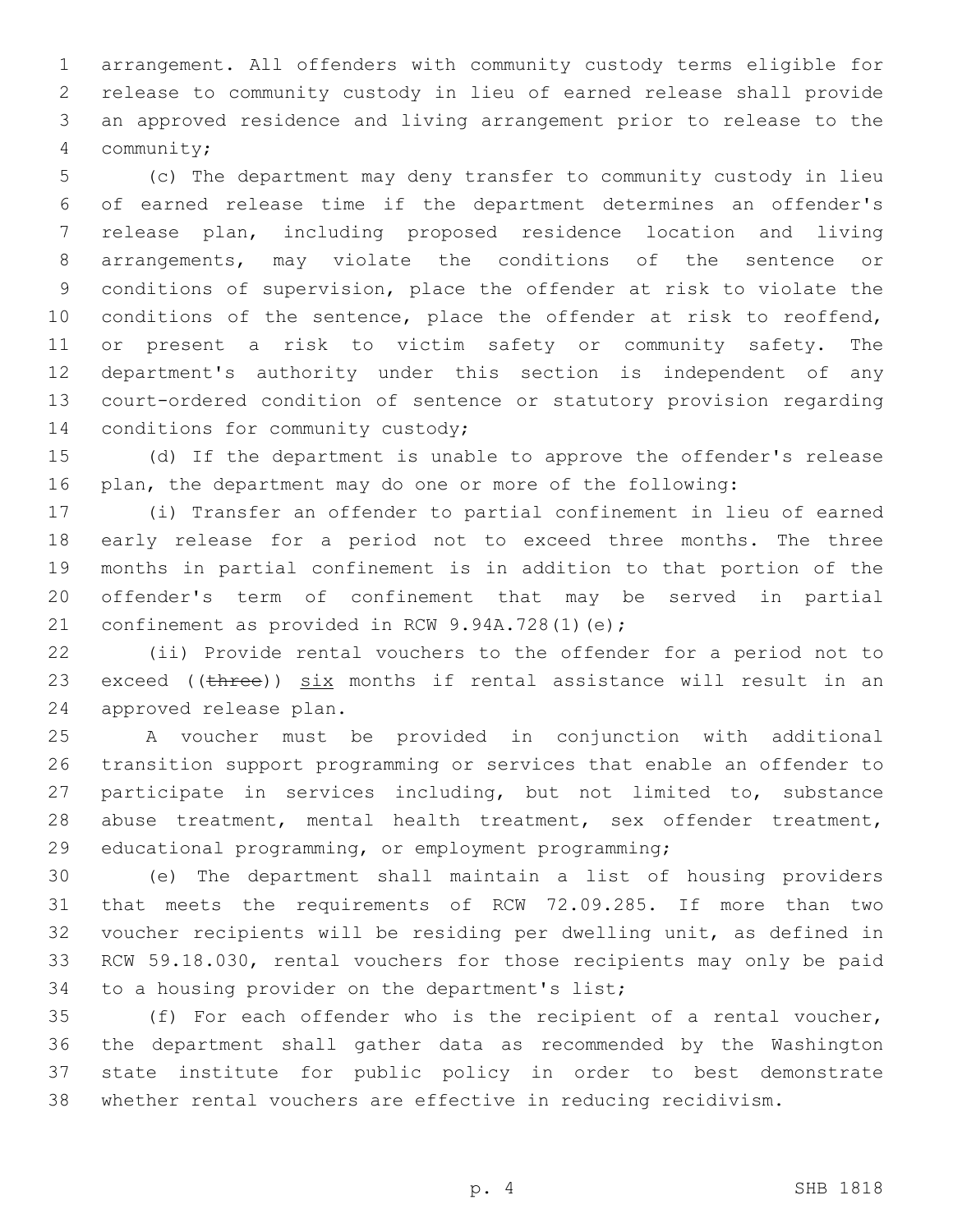arrangement. All offenders with community custody terms eligible for release to community custody in lieu of earned release shall provide an approved residence and living arrangement prior to release to the community;

(c) The department may deny transfer to community custody in lieu of earned release time if the department determines an offender's release plan, including proposed residence location and living arrangements, may violate the conditions of the sentence or conditions of supervision, place the offender at risk to violate the conditions of the sentence, place the offender at risk to reoffend, or present a risk to victim safety or community safety. The department's authority under this section is independent of any court-ordered condition of sentence or statutory provision regarding conditions for community custody;

(d) If the department is unable to approve the offender's release plan, the department may do one or more of the following:

(i) Transfer an offender to partial confinement in lieu of earned early release for a period not to exceed three months. The three months in partial confinement is in addition to that portion of the offender's term of confinement that may be served in partial confinement as provided in RCW 9.94A.728(1)(e);

(ii) Provide rental vouchers to the offender for a period not to exceed ((~~three~~)) <u>six</u> months if rental assistance will result in an approved release plan.

A voucher must be provided in conjunction with additional transition support programming or services that enable an offender to participate in services including, but not limited to, substance abuse treatment, mental health treatment, sex offender treatment, educational programming, or employment programming;

(e) The department shall maintain a list of housing providers that meets the requirements of RCW 72.09.285. If more than two voucher recipients will be residing per dwelling unit, as defined in RCW 59.18.030, rental vouchers for those recipients may only be paid to a housing provider on the department's list;

(f) For each offender who is the recipient of a rental voucher, the department shall gather data as recommended by the Washington state institute for public policy in order to best demonstrate whether rental vouchers are effective in reducing recidivism.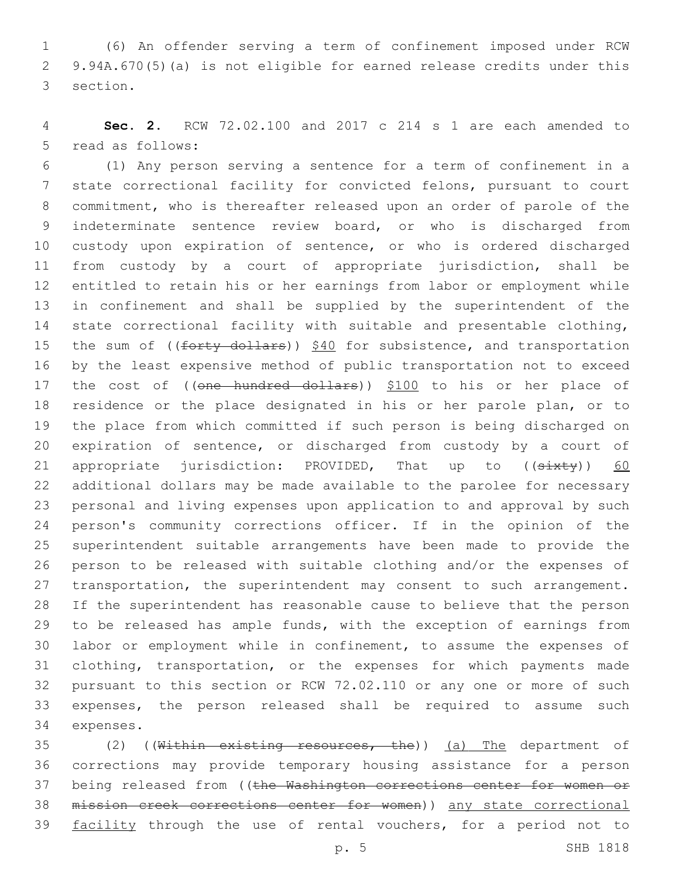(6) An offender serving a term of confinement imposed under RCW 9.94A.670(5)(a) is not eligible for earned release credits under this section.

**Sec. 2.** RCW 72.02.100 and 2017 c 214 s 1 are each amended to read as follows:

(1) Any person serving a sentence for a term of confinement in a state correctional facility for convicted felons, pursuant to court commitment, who is thereafter released upon an order of parole of the indeterminate sentence review board, or who is discharged from custody upon expiration of sentence, or who is ordered discharged from custody by a court of appropriate jurisdiction, shall be entitled to retain his or her earnings from labor or employment while in confinement and shall be supplied by the superintendent of the state correctional facility with suitable and presentable clothing, the sum of ((~~forty dollars~~)) $40 for subsistence, and transportation by the least expensive method of public transportation not to exceed the cost of ((~~one hundred dollars~~)) $100 to his or her place of residence or the place designated in his or her parole plan, or to the place from which committed if such person is being discharged on expiration of sentence, or discharged from custody by a court of appropriate jurisdiction: PROVIDED, That up to ((~~sixty~~)) 60 additional dollars may be made available to the parolee for necessary personal and living expenses upon application to and approval by such person's community corrections officer. If in the opinion of the superintendent suitable arrangements have been made to provide the person to be released with suitable clothing and/or the expenses of transportation, the superintendent may consent to such arrangement. If the superintendent has reasonable cause to believe that the person to be released has ample funds, with the exception of earnings from labor or employment while in confinement, to assume the expenses of clothing, transportation, or the expenses for which payments made pursuant to this section or RCW 72.02.110 or any one or more of such expenses, the person released shall be required to assume such expenses.

(2) ((~~Within existing resources, the~~)) (a) The department of corrections may provide temporary housing assistance for a person being released from ((~~the Washington corrections center for women or mission creek corrections center for women~~)) any state correctional facility through the use of rental vouchers, for a period not to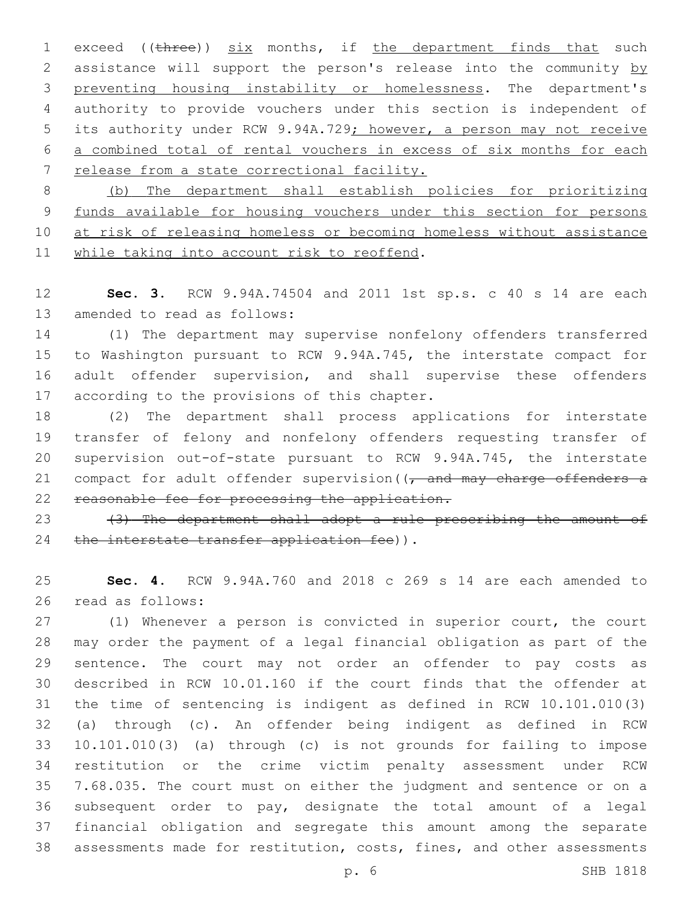exceed ((~~three~~)) <u>six</u> months, if <u>the department finds that</u> such assistance will support the person's release into the community <u>by preventing housing instability or homelessness</u>. The department's authority to provide vouchers under this section is independent of its authority under RCW 9.94A.729<u>; however, a person may not receive a combined total of rental vouchers in excess of six months for each release from a state correctional facility.</u>

<u>(b) The department shall establish policies for prioritizing funds available for housing vouchers under this section for persons at risk of releasing homeless or becoming homeless without assistance while taking into account risk to reoffend</u>.

**Sec. 3.** RCW 9.94A.74504 and 2011 1st sp.s. c 40 s 14 are each amended to read as follows:

(1) The department may supervise nonfelony offenders transferred to Washington pursuant to RCW 9.94A.745, the interstate compact for adult offender supervision, and shall supervise these offenders according to the provisions of this chapter.

(2) The department shall process applications for interstate transfer of felony and nonfelony offenders requesting transfer of supervision out-of-state pursuant to RCW 9.94A.745, the interstate compact for adult offender supervision((~~, and may charge offenders a reasonable fee for processing the application.~~

~~(3) The department shall adopt a rule prescribing the amount of the interstate transfer application fee~~)).

**Sec. 4.** RCW 9.94A.760 and 2018 c 269 s 14 are each amended to read as follows:

(1) Whenever a person is convicted in superior court, the court may order the payment of a legal financial obligation as part of the sentence. The court may not order an offender to pay costs as described in RCW 10.01.160 if the court finds that the offender at the time of sentencing is indigent as defined in RCW 10.101.010(3) (a) through (c). An offender being indigent as defined in RCW 10.101.010(3) (a) through (c) is not grounds for failing to impose restitution or the crime victim penalty assessment under RCW 7.68.035. The court must on either the judgment and sentence or on a subsequent order to pay, designate the total amount of a legal financial obligation and segregate this amount among the separate assessments made for restitution, costs, fines, and other assessments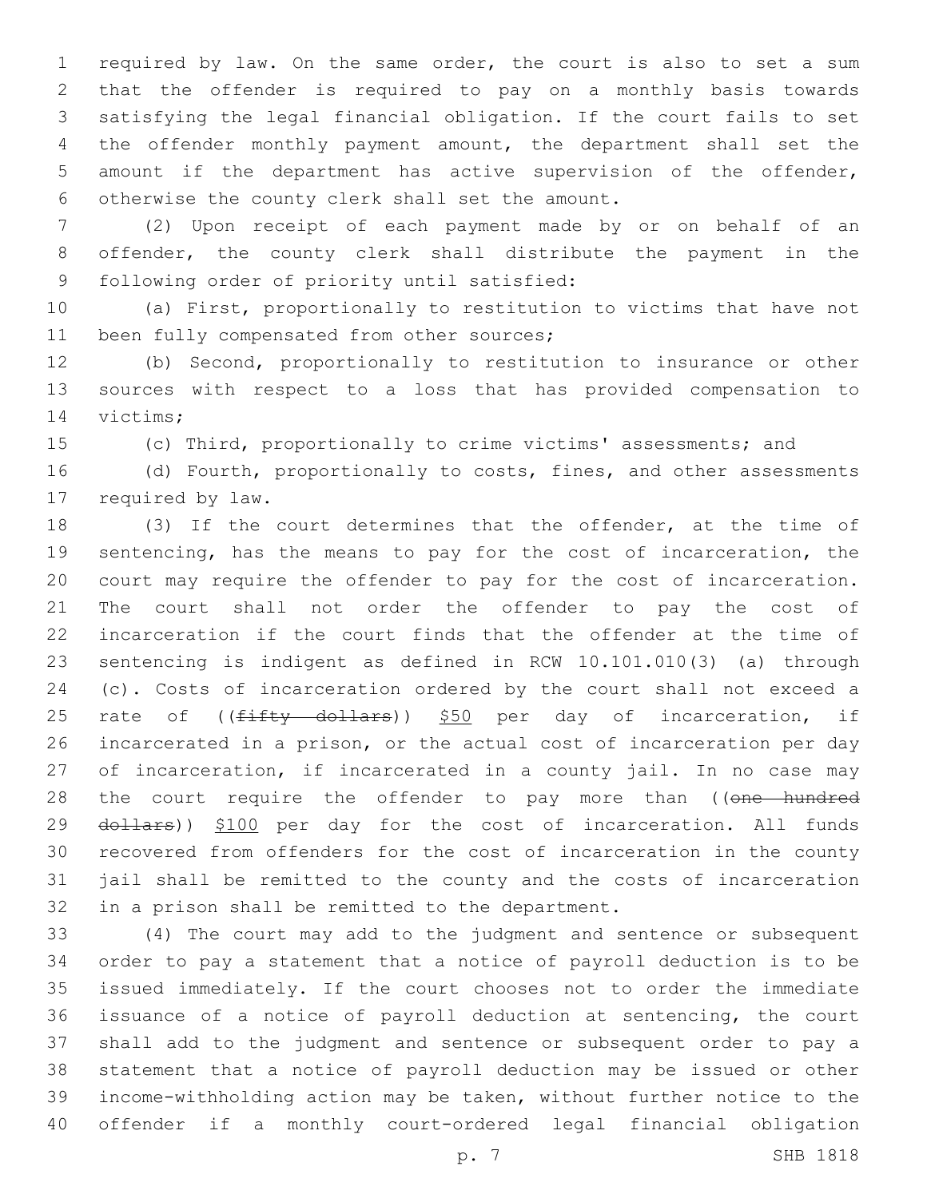required by law. On the same order, the court is also to set a sum that the offender is required to pay on a monthly basis towards satisfying the legal financial obligation. If the court fails to set the offender monthly payment amount, the department shall set the amount if the department has active supervision of the offender, otherwise the county clerk shall set the amount.

(2) Upon receipt of each payment made by or on behalf of an offender, the county clerk shall distribute the payment in the following order of priority until satisfied:

(a) First, proportionally to restitution to victims that have not been fully compensated from other sources;

(b) Second, proportionally to restitution to insurance or other sources with respect to a loss that has provided compensation to victims;

(c) Third, proportionally to crime victims' assessments; and

(d) Fourth, proportionally to costs, fines, and other assessments required by law.

(3) If the court determines that the offender, at the time of sentencing, has the means to pay for the cost of incarceration, the court may require the offender to pay for the cost of incarceration. The court shall not order the offender to pay the cost of incarceration if the court finds that the offender at the time of sentencing is indigent as defined in RCW 10.101.010(3) (a) through (c). Costs of incarceration ordered by the court shall not exceed a rate of ((~~fifty dollars~~)) <u>$50</u> per day of incarceration, if incarcerated in a prison, or the actual cost of incarceration per day of incarceration, if incarcerated in a county jail. In no case may the court require the offender to pay more than ((~~one hundred dollars~~)) <u>$100</u> per day for the cost of incarceration. All funds recovered from offenders for the cost of incarceration in the county jail shall be remitted to the county and the costs of incarceration in a prison shall be remitted to the department.

(4) The court may add to the judgment and sentence or subsequent order to pay a statement that a notice of payroll deduction is to be issued immediately. If the court chooses not to order the immediate issuance of a notice of payroll deduction at sentencing, the court shall add to the judgment and sentence or subsequent order to pay a statement that a notice of payroll deduction may be issued or other income-withholding action may be taken, without further notice to the offender if a monthly court-ordered legal financial obligation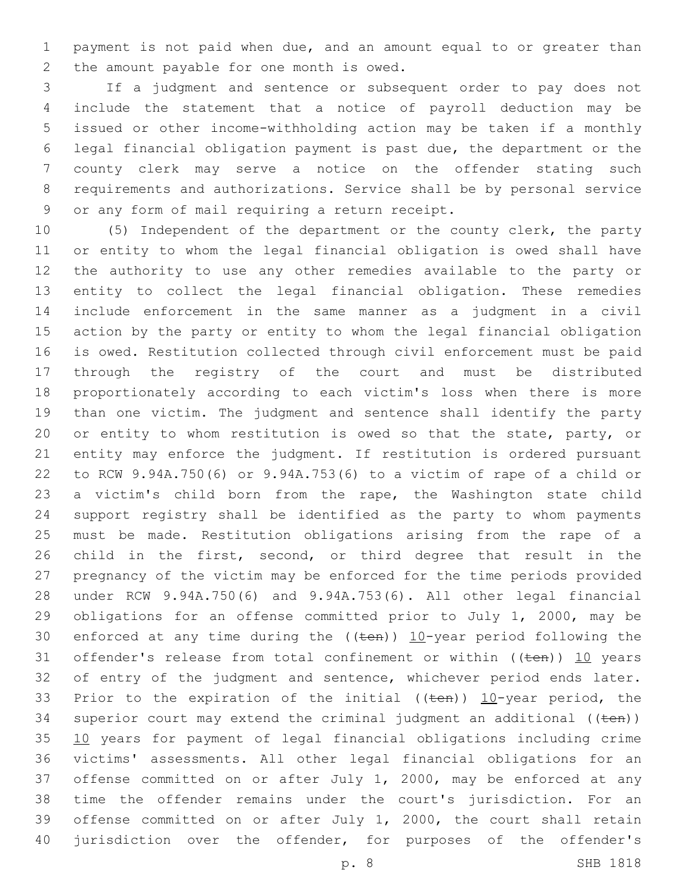payment is not paid when due, and an amount equal to or greater than the amount payable for one month is owed.

If a judgment and sentence or subsequent order to pay does not include the statement that a notice of payroll deduction may be issued or other income-withholding action may be taken if a monthly legal financial obligation payment is past due, the department or the county clerk may serve a notice on the offender stating such requirements and authorizations. Service shall be by personal service or any form of mail requiring a return receipt.

(5) Independent of the department or the county clerk, the party or entity to whom the legal financial obligation is owed shall have the authority to use any other remedies available to the party or entity to collect the legal financial obligation. These remedies include enforcement in the same manner as a judgment in a civil action by the party or entity to whom the legal financial obligation is owed. Restitution collected through civil enforcement must be paid through the registry of the court and must be distributed proportionately according to each victim's loss when there is more than one victim. The judgment and sentence shall identify the party or entity to whom restitution is owed so that the state, party, or entity may enforce the judgment. If restitution is ordered pursuant to RCW 9.94A.750(6) or 9.94A.753(6) to a victim of rape of a child or a victim's child born from the rape, the Washington state child support registry shall be identified as the party to whom payments must be made. Restitution obligations arising from the rape of a child in the first, second, or third degree that result in the pregnancy of the victim may be enforced for the time periods provided under RCW 9.94A.750(6) and 9.94A.753(6). All other legal financial obligations for an offense committed prior to July 1, 2000, may be enforced at any time during the ((~~ten~~)) 10-year period following the offender's release from total confinement or within ((~~ten~~)) 10 years of entry of the judgment and sentence, whichever period ends later. Prior to the expiration of the initial ((~~ten~~)) 10-year period, the superior court may extend the criminal judgment an additional ((~~ten~~)) 10 years for payment of legal financial obligations including crime victims' assessments. All other legal financial obligations for an offense committed on or after July 1, 2000, may be enforced at any time the offender remains under the court's jurisdiction. For an offense committed on or after July 1, 2000, the court shall retain jurisdiction over the offender, for purposes of the offender's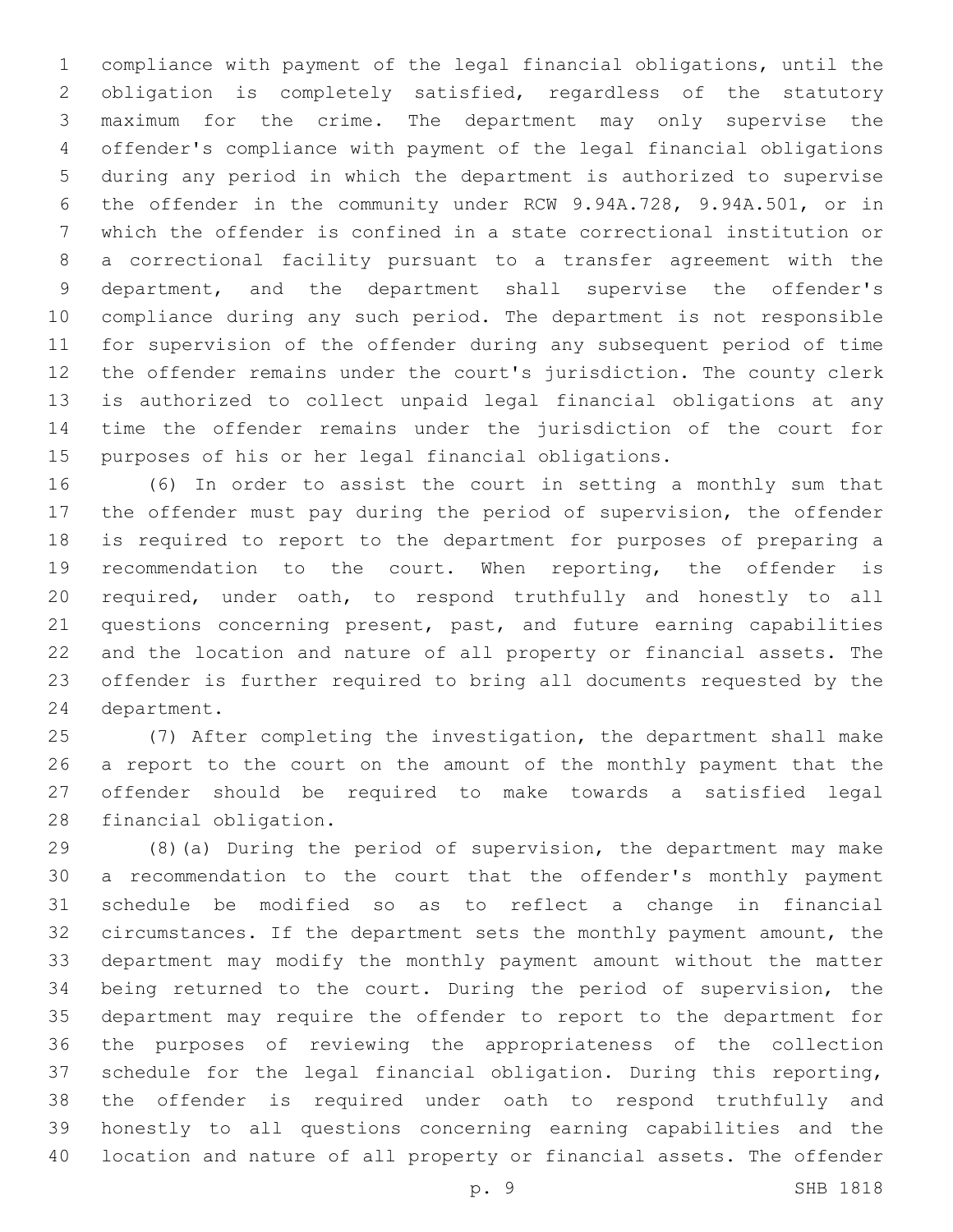compliance with payment of the legal financial obligations, until the obligation is completely satisfied, regardless of the statutory maximum for the crime. The department may only supervise the offender's compliance with payment of the legal financial obligations during any period in which the department is authorized to supervise the offender in the community under RCW 9.94A.728, 9.94A.501, or in which the offender is confined in a state correctional institution or a correctional facility pursuant to a transfer agreement with the department, and the department shall supervise the offender's compliance during any such period. The department is not responsible for supervision of the offender during any subsequent period of time the offender remains under the court's jurisdiction. The county clerk is authorized to collect unpaid legal financial obligations at any time the offender remains under the jurisdiction of the court for purposes of his or her legal financial obligations.

(6) In order to assist the court in setting a monthly sum that the offender must pay during the period of supervision, the offender is required to report to the department for purposes of preparing a recommendation to the court. When reporting, the offender is required, under oath, to respond truthfully and honestly to all questions concerning present, past, and future earning capabilities and the location and nature of all property or financial assets. The offender is further required to bring all documents requested by the department.

(7) After completing the investigation, the department shall make a report to the court on the amount of the monthly payment that the offender should be required to make towards a satisfied legal financial obligation.

(8)(a) During the period of supervision, the department may make a recommendation to the court that the offender's monthly payment schedule be modified so as to reflect a change in financial circumstances. If the department sets the monthly payment amount, the department may modify the monthly payment amount without the matter being returned to the court. During the period of supervision, the department may require the offender to report to the department for the purposes of reviewing the appropriateness of the collection schedule for the legal financial obligation. During this reporting, the offender is required under oath to respond truthfully and honestly to all questions concerning earning capabilities and the location and nature of all property or financial assets. The offender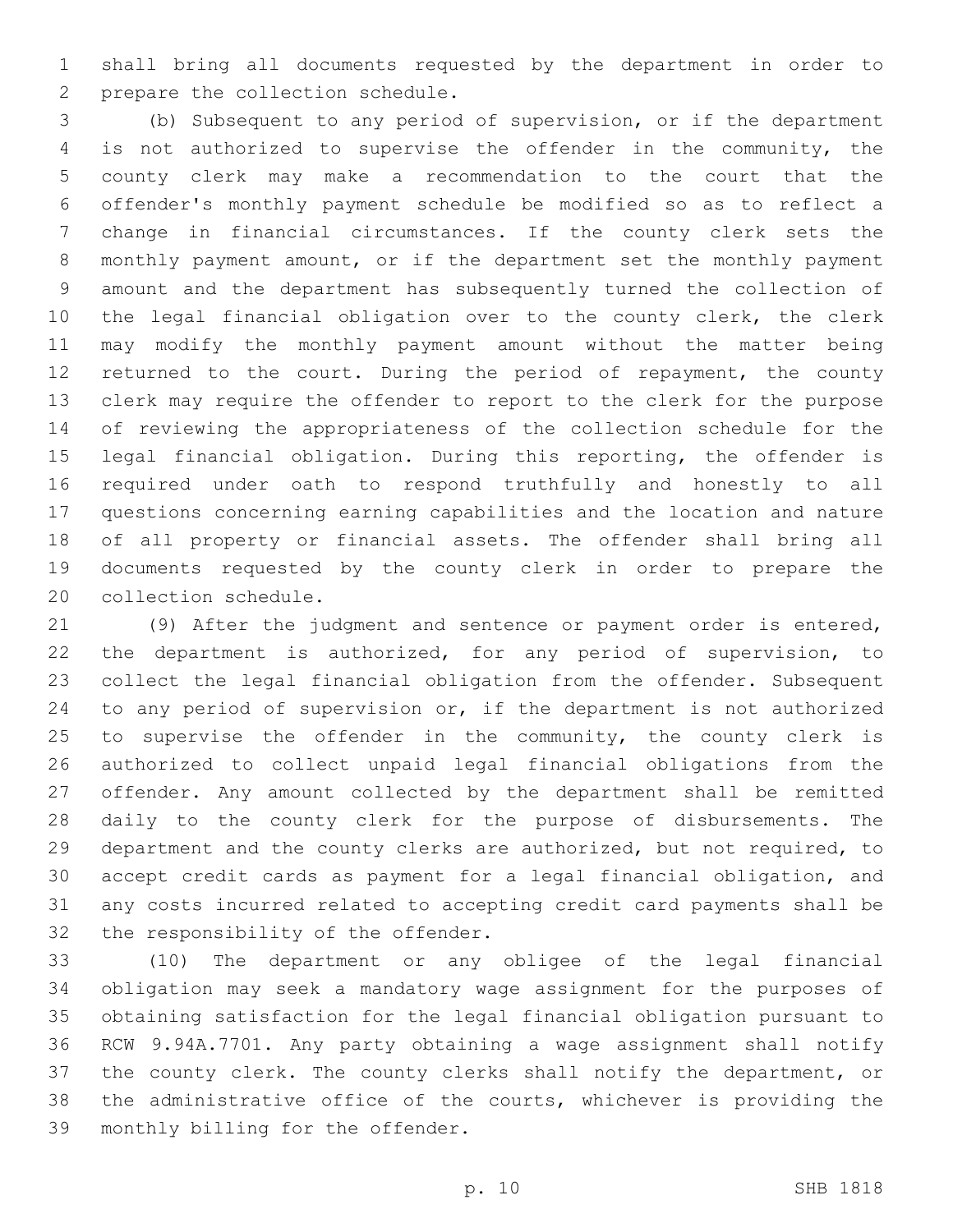shall bring all documents requested by the department in order to prepare the collection schedule.

(b) Subsequent to any period of supervision, or if the department is not authorized to supervise the offender in the community, the county clerk may make a recommendation to the court that the offender's monthly payment schedule be modified so as to reflect a change in financial circumstances. If the county clerk sets the monthly payment amount, or if the department set the monthly payment amount and the department has subsequently turned the collection of the legal financial obligation over to the county clerk, the clerk may modify the monthly payment amount without the matter being returned to the court. During the period of repayment, the county clerk may require the offender to report to the clerk for the purpose of reviewing the appropriateness of the collection schedule for the legal financial obligation. During this reporting, the offender is required under oath to respond truthfully and honestly to all questions concerning earning capabilities and the location and nature of all property or financial assets. The offender shall bring all documents requested by the county clerk in order to prepare the collection schedule.

(9) After the judgment and sentence or payment order is entered, the department is authorized, for any period of supervision, to collect the legal financial obligation from the offender. Subsequent to any period of supervision or, if the department is not authorized to supervise the offender in the community, the county clerk is authorized to collect unpaid legal financial obligations from the offender. Any amount collected by the department shall be remitted daily to the county clerk for the purpose of disbursements. The department and the county clerks are authorized, but not required, to accept credit cards as payment for a legal financial obligation, and any costs incurred related to accepting credit card payments shall be the responsibility of the offender.

(10) The department or any obligee of the legal financial obligation may seek a mandatory wage assignment for the purposes of obtaining satisfaction for the legal financial obligation pursuant to RCW 9.94A.7701. Any party obtaining a wage assignment shall notify the county clerk. The county clerks shall notify the department, or the administrative office of the courts, whichever is providing the monthly billing for the offender.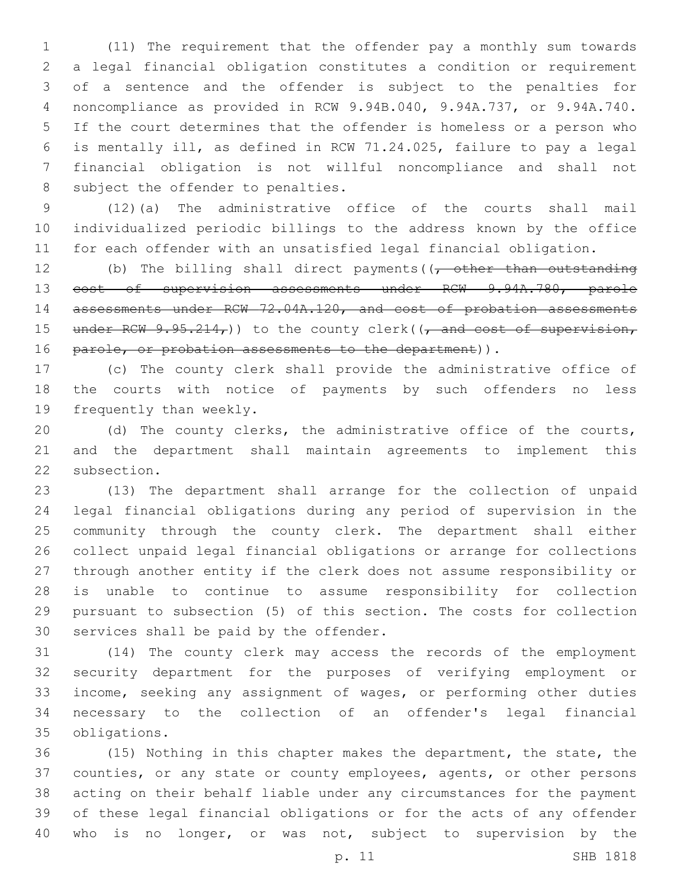(11) The requirement that the offender pay a monthly sum towards a legal financial obligation constitutes a condition or requirement of a sentence and the offender is subject to the penalties for noncompliance as provided in RCW 9.94B.040, 9.94A.737, or 9.94A.740. If the court determines that the offender is homeless or a person who is mentally ill, as defined in RCW 71.24.025, failure to pay a legal financial obligation is not willful noncompliance and shall not subject the offender to penalties.

(12)(a) The administrative office of the courts shall mail individualized periodic billings to the address known by the office for each offender with an unsatisfied legal financial obligation.

(b) The billing shall direct payments((~~, other than outstanding cost of supervision assessments under RCW 9.94A.780, parole assessments under RCW 72.04A.120, and cost of probation assessments under RCW 9.95.214,~~)) to the county clerk((~~, and cost of supervision, parole, or probation assessments to the department~~)).

(c) The county clerk shall provide the administrative office of the courts with notice of payments by such offenders no less frequently than weekly.

(d) The county clerks, the administrative office of the courts, and the department shall maintain agreements to implement this subsection.

(13) The department shall arrange for the collection of unpaid legal financial obligations during any period of supervision in the community through the county clerk. The department shall either collect unpaid legal financial obligations or arrange for collections through another entity if the clerk does not assume responsibility or is unable to continue to assume responsibility for collection pursuant to subsection (5) of this section. The costs for collection services shall be paid by the offender.

(14) The county clerk may access the records of the employment security department for the purposes of verifying employment or income, seeking any assignment of wages, or performing other duties necessary to the collection of an offender's legal financial obligations.

(15) Nothing in this chapter makes the department, the state, the counties, or any state or county employees, agents, or other persons acting on their behalf liable under any circumstances for the payment of these legal financial obligations or for the acts of any offender who is no longer, or was not, subject to supervision by the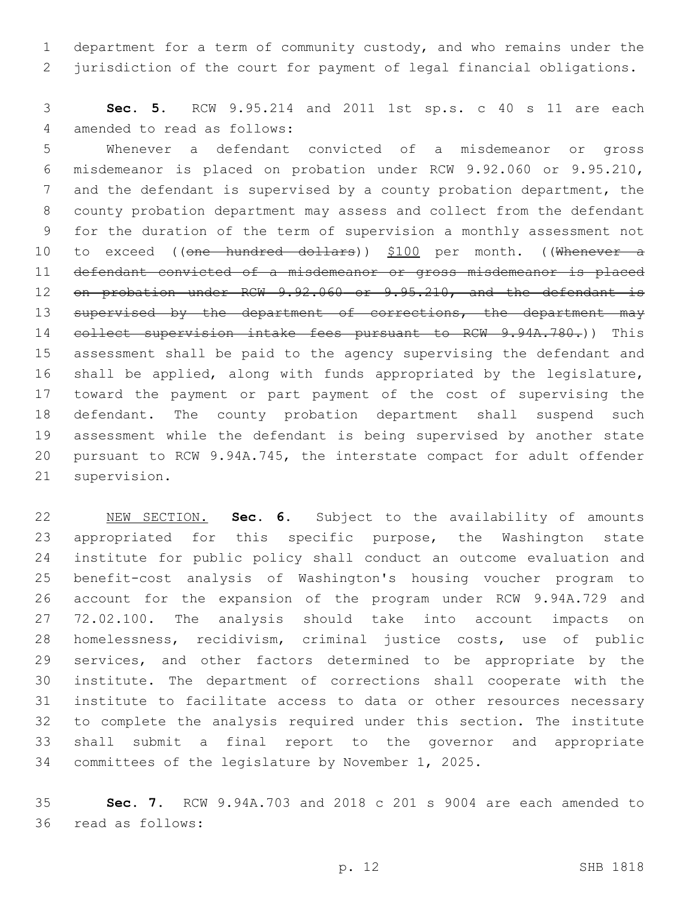department for a term of community custody, and who remains under the jurisdiction of the court for payment of legal financial obligations.

**Sec. 5.** RCW 9.95.214 and 2011 1st sp.s. c 40 s 11 are each amended to read as follows:

Whenever a defendant convicted of a misdemeanor or gross misdemeanor is placed on probation under RCW 9.92.060 or 9.95.210, and the defendant is supervised by a county probation department, the county probation department may assess and collect from the defendant for the duration of the term of supervision a monthly assessment not to exceed ((~~one hundred dollars~~)) $100 per month. ((~~Whenever a defendant convicted of a misdemeanor or gross misdemeanor is placed on probation under RCW 9.92.060 or 9.95.210, and the defendant is supervised by the department of corrections, the department may collect supervision intake fees pursuant to RCW 9.94A.780.~~)) This assessment shall be paid to the agency supervising the defendant and shall be applied, along with funds appropriated by the legislature, toward the payment or part payment of the cost of supervising the defendant. The county probation department shall suspend such assessment while the defendant is being supervised by another state pursuant to RCW 9.94A.745, the interstate compact for adult offender supervision.

NEW SECTION. **Sec. 6.** Subject to the availability of amounts appropriated for this specific purpose, the Washington state institute for public policy shall conduct an outcome evaluation and benefit-cost analysis of Washington's housing voucher program to account for the expansion of the program under RCW 9.94A.729 and 72.02.100. The analysis should take into account impacts on homelessness, recidivism, criminal justice costs, use of public services, and other factors determined to be appropriate by the institute. The department of corrections shall cooperate with the institute to facilitate access to data or other resources necessary to complete the analysis required under this section. The institute shall submit a final report to the governor and appropriate committees of the legislature by November 1, 2025.

**Sec. 7.** RCW 9.94A.703 and 2018 c 201 s 9004 are each amended to read as follows: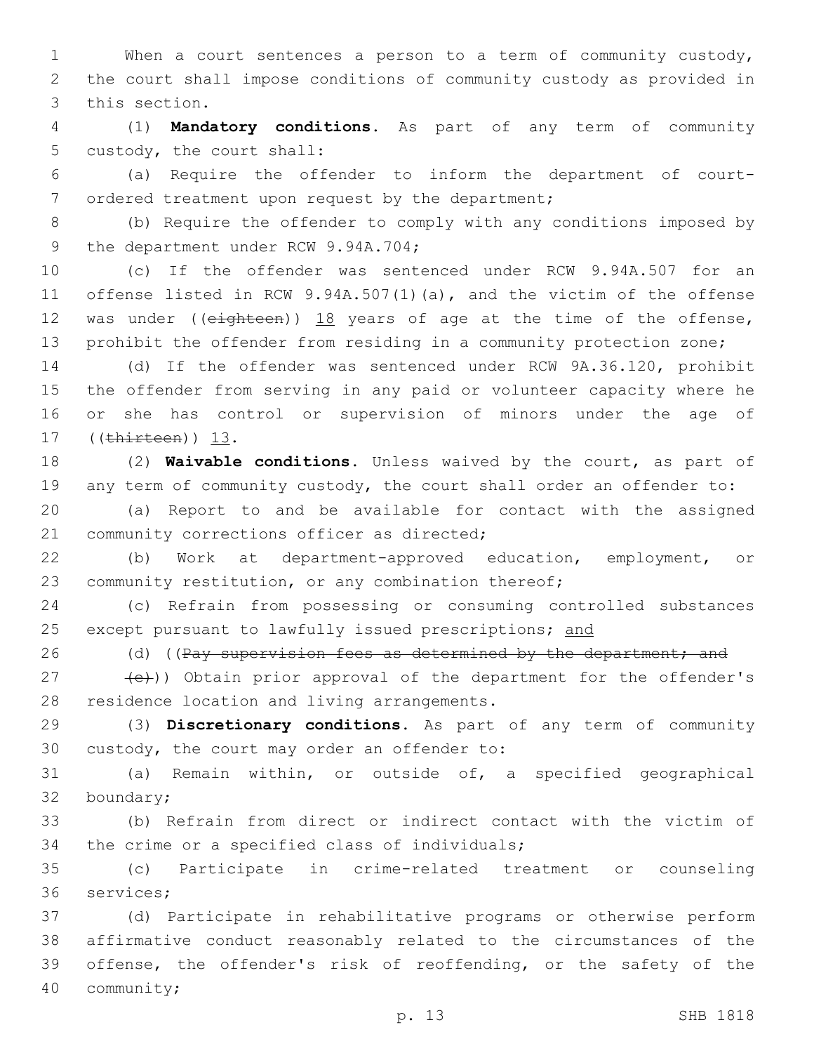When a court sentences a person to a term of community custody, the court shall impose conditions of community custody as provided in this section.

(1) **Mandatory conditions.** As part of any term of community custody, the court shall:

(a) Require the offender to inform the department of court-ordered treatment upon request by the department;

(b) Require the offender to comply with any conditions imposed by the department under RCW 9.94A.704;

(c) If the offender was sentenced under RCW 9.94A.507 for an offense listed in RCW 9.94A.507(1)(a), and the victim of the offense was under ((~~eighteen~~)) <u>18</u> years of age at the time of the offense, prohibit the offender from residing in a community protection zone;

(d) If the offender was sentenced under RCW 9A.36.120, prohibit the offender from serving in any paid or volunteer capacity where he or she has control or supervision of minors under the age of ((~~thirteen~~)) <u>13</u>.

(2) **Waivable conditions.** Unless waived by the court, as part of any term of community custody, the court shall order an offender to:

(a) Report to and be available for contact with the assigned community corrections officer as directed;

(b) Work at department-approved education, employment, or community restitution, or any combination thereof;

(c) Refrain from possessing or consuming controlled substances except pursuant to lawfully issued prescriptions; <u>and</u>

(d) ((~~Pay supervision fees as determined by the department; and~~

~~(e)~~)) Obtain prior approval of the department for the offender's residence location and living arrangements.

(3) **Discretionary conditions.** As part of any term of community custody, the court may order an offender to:

(a) Remain within, or outside of, a specified geographical boundary;

(b) Refrain from direct or indirect contact with the victim of the crime or a specified class of individuals;

(c) Participate in crime-related treatment or counseling services;

(d) Participate in rehabilitative programs or otherwise perform affirmative conduct reasonably related to the circumstances of the offense, the offender's risk of reoffending, or the safety of the community;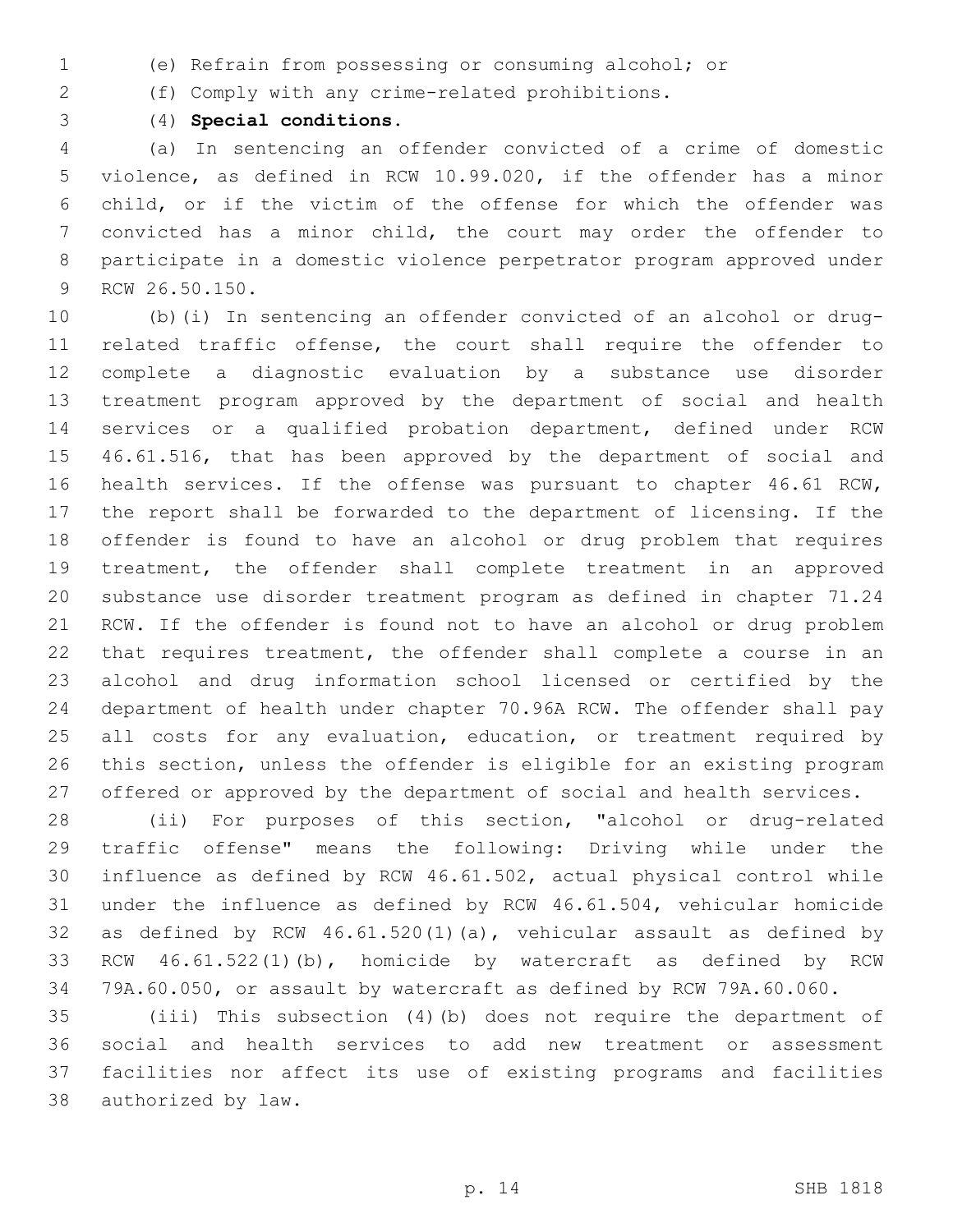(e) Refrain from possessing or consuming alcohol; or

(f) Comply with any crime-related prohibitions.

(4) **Special conditions.**

(a) In sentencing an offender convicted of a crime of domestic violence, as defined in RCW 10.99.020, if the offender has a minor child, or if the victim of the offense for which the offender was convicted has a minor child, the court may order the offender to participate in a domestic violence perpetrator program approved under RCW 26.50.150.

(b)(i) In sentencing an offender convicted of an alcohol or drug-related traffic offense, the court shall require the offender to complete a diagnostic evaluation by a substance use disorder treatment program approved by the department of social and health services or a qualified probation department, defined under RCW 46.61.516, that has been approved by the department of social and health services. If the offense was pursuant to chapter 46.61 RCW, the report shall be forwarded to the department of licensing. If the offender is found to have an alcohol or drug problem that requires treatment, the offender shall complete treatment in an approved substance use disorder treatment program as defined in chapter 71.24 RCW. If the offender is found not to have an alcohol or drug problem that requires treatment, the offender shall complete a course in an alcohol and drug information school licensed or certified by the department of health under chapter 70.96A RCW. The offender shall pay all costs for any evaluation, education, or treatment required by this section, unless the offender is eligible for an existing program offered or approved by the department of social and health services.

(ii) For purposes of this section, "alcohol or drug-related traffic offense" means the following: Driving while under the influence as defined by RCW 46.61.502, actual physical control while under the influence as defined by RCW 46.61.504, vehicular homicide as defined by RCW 46.61.520(1)(a), vehicular assault as defined by RCW 46.61.522(1)(b), homicide by watercraft as defined by RCW 79A.60.050, or assault by watercraft as defined by RCW 79A.60.060.

(iii) This subsection (4)(b) does not require the department of social and health services to add new treatment or assessment facilities nor affect its use of existing programs and facilities authorized by law.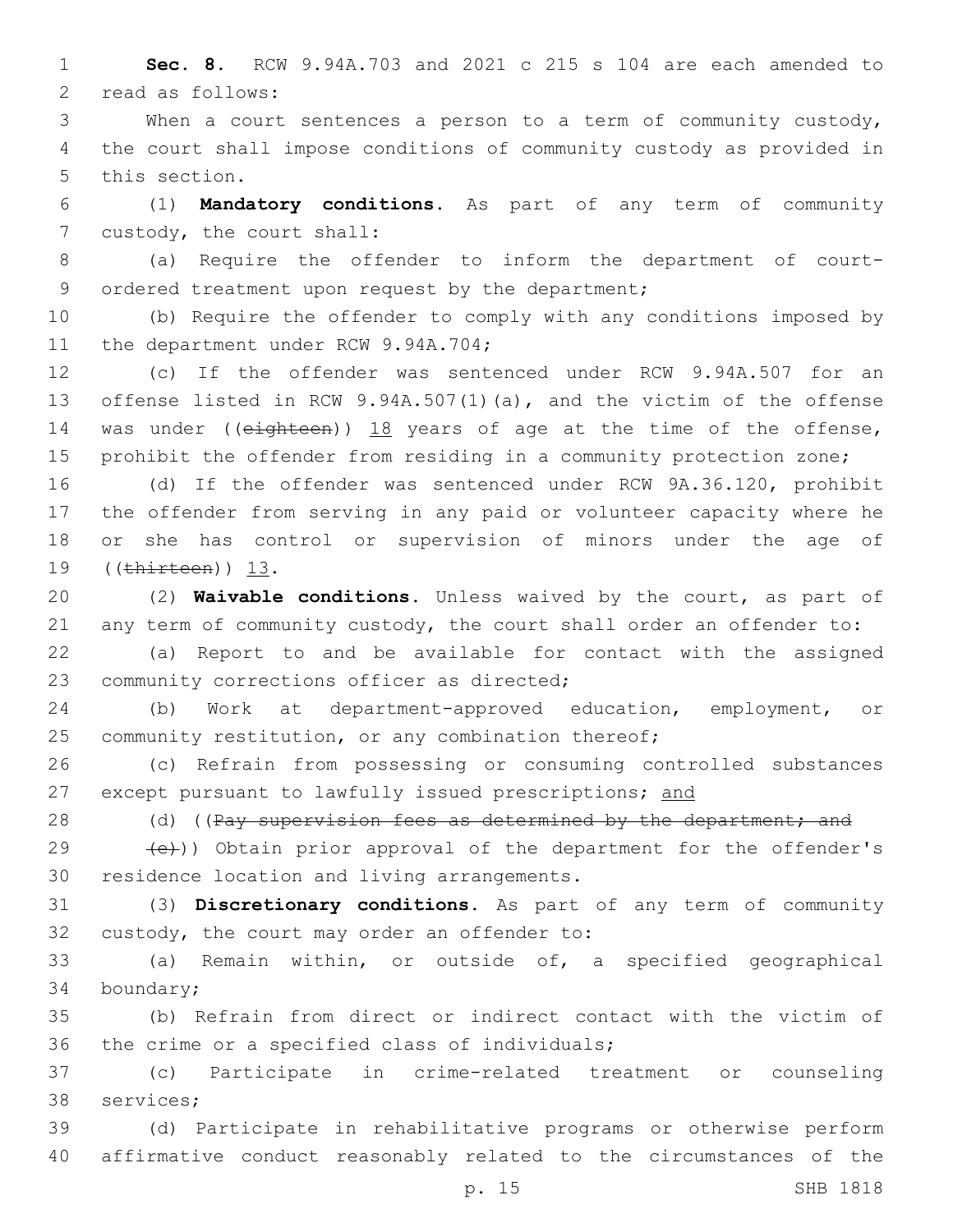**Sec. 8.** RCW 9.94A.703 and 2021 c 215 s 104 are each amended to read as follows:

When a court sentences a person to a term of community custody, the court shall impose conditions of community custody as provided in this section.

(1) **Mandatory conditions.** As part of any term of community custody, the court shall:

(a) Require the offender to inform the department of court-ordered treatment upon request by the department;

(b) Require the offender to comply with any conditions imposed by the department under RCW 9.94A.704;

(c) If the offender was sentenced under RCW 9.94A.507 for an offense listed in RCW 9.94A.507(1)(a), and the victim of the offense was under ((~~eighteen~~)) <u>18</u> years of age at the time of the offense, prohibit the offender from residing in a community protection zone;

(d) If the offender was sentenced under RCW 9A.36.120, prohibit the offender from serving in any paid or volunteer capacity where he or she has control or supervision of minors under the age of ((~~thirteen~~)) <u>13</u>.

(2) **Waivable conditions.** Unless waived by the court, as part of any term of community custody, the court shall order an offender to:

(a) Report to and be available for contact with the assigned community corrections officer as directed;

(b) Work at department-approved education, employment, or community restitution, or any combination thereof;

(c) Refrain from possessing or consuming controlled substances except pursuant to lawfully issued prescriptions; <u>and</u>

(d) ((~~Pay supervision fees as determined by the department; and~~

~~(e)~~)) Obtain prior approval of the department for the offender's residence location and living arrangements.

(3) **Discretionary conditions.** As part of any term of community custody, the court may order an offender to:

(a) Remain within, or outside of, a specified geographical boundary;

(b) Refrain from direct or indirect contact with the victim of the crime or a specified class of individuals;

(c) Participate in crime-related treatment or counseling services;

(d) Participate in rehabilitative programs or otherwise perform affirmative conduct reasonably related to the circumstances of the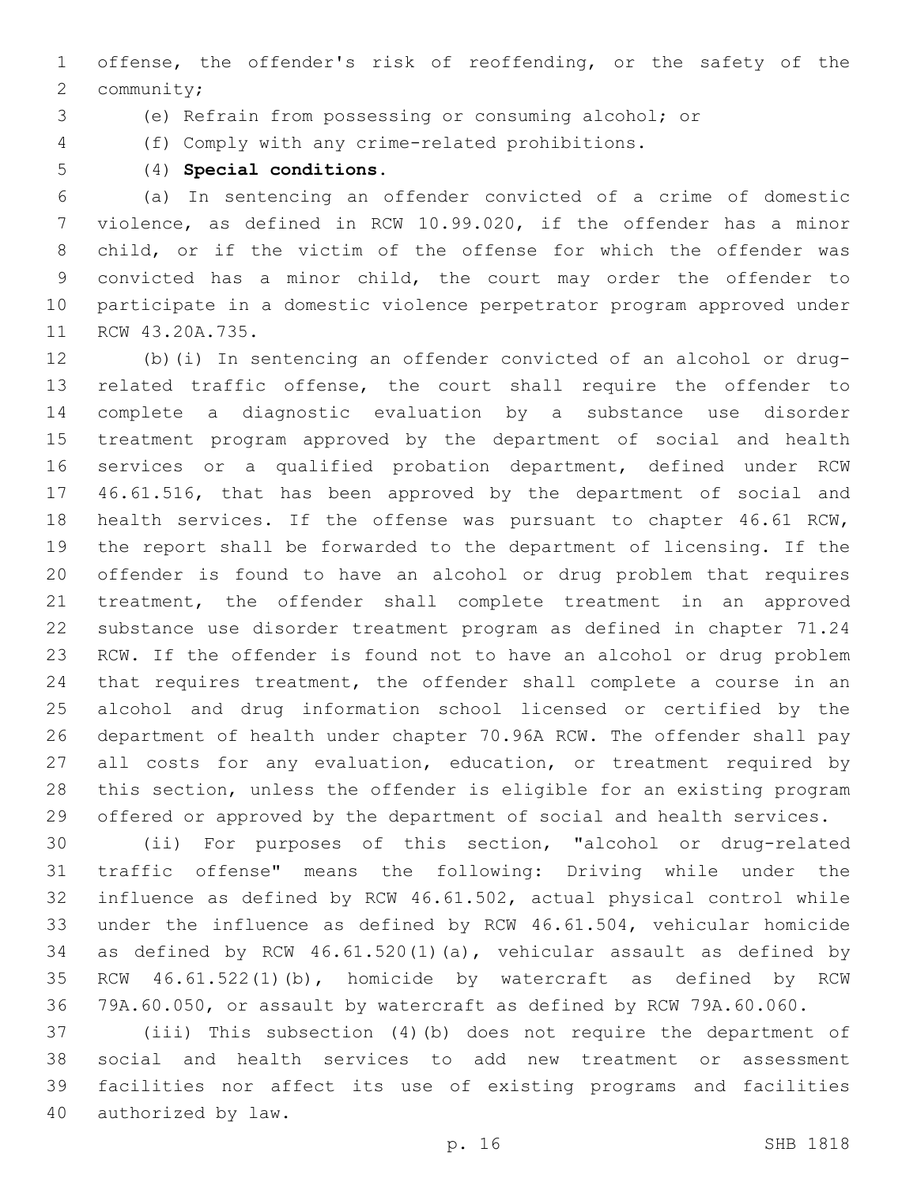offense, the offender's risk of reoffending, or the safety of the community;

(e) Refrain from possessing or consuming alcohol; or

(f) Comply with any crime-related prohibitions.

(4) **Special conditions.**

(a) In sentencing an offender convicted of a crime of domestic violence, as defined in RCW 10.99.020, if the offender has a minor child, or if the victim of the offense for which the offender was convicted has a minor child, the court may order the offender to participate in a domestic violence perpetrator program approved under RCW 43.20A.735.

(b)(i) In sentencing an offender convicted of an alcohol or drug-related traffic offense, the court shall require the offender to complete a diagnostic evaluation by a substance use disorder treatment program approved by the department of social and health services or a qualified probation department, defined under RCW 46.61.516, that has been approved by the department of social and health services. If the offense was pursuant to chapter 46.61 RCW, the report shall be forwarded to the department of licensing. If the offender is found to have an alcohol or drug problem that requires treatment, the offender shall complete treatment in an approved substance use disorder treatment program as defined in chapter 71.24 RCW. If the offender is found not to have an alcohol or drug problem that requires treatment, the offender shall complete a course in an alcohol and drug information school licensed or certified by the department of health under chapter 70.96A RCW. The offender shall pay all costs for any evaluation, education, or treatment required by this section, unless the offender is eligible for an existing program offered or approved by the department of social and health services.

(ii) For purposes of this section, "alcohol or drug-related traffic offense" means the following: Driving while under the influence as defined by RCW 46.61.502, actual physical control while under the influence as defined by RCW 46.61.504, vehicular homicide as defined by RCW 46.61.520(1)(a), vehicular assault as defined by RCW 46.61.522(1)(b), homicide by watercraft as defined by RCW 79A.60.050, or assault by watercraft as defined by RCW 79A.60.060.

(iii) This subsection (4)(b) does not require the department of social and health services to add new treatment or assessment facilities nor affect its use of existing programs and facilities authorized by law.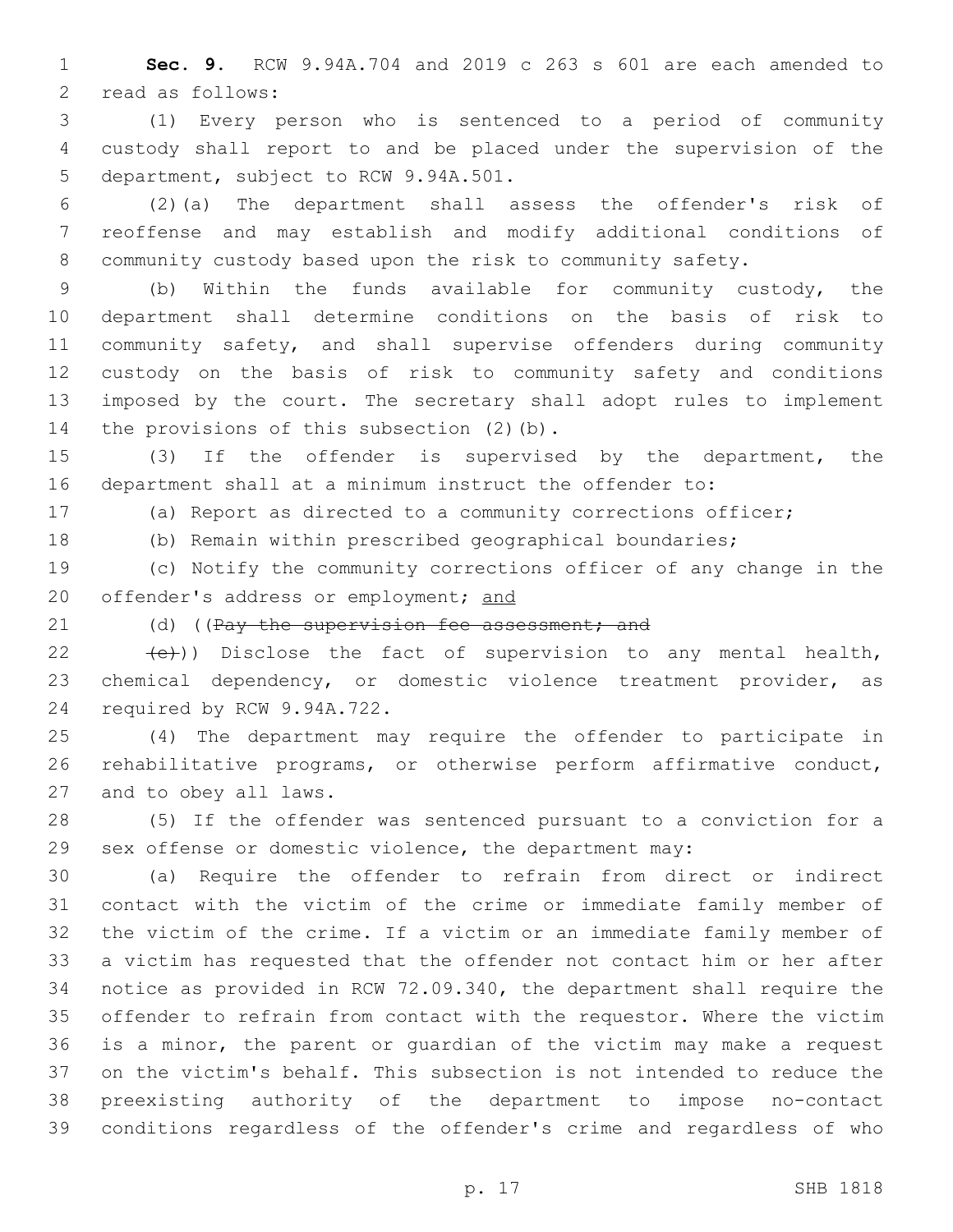**Sec. 9.** RCW 9.94A.704 and 2019 c 263 s 601 are each amended to read as follows:

(1) Every person who is sentenced to a period of community custody shall report to and be placed under the supervision of the department, subject to RCW 9.94A.501.

(2)(a) The department shall assess the offender's risk of reoffense and may establish and modify additional conditions of community custody based upon the risk to community safety.

(b) Within the funds available for community custody, the department shall determine conditions on the basis of risk to community safety, and shall supervise offenders during community custody on the basis of risk to community safety and conditions imposed by the court. The secretary shall adopt rules to implement the provisions of this subsection (2)(b).

(3) If the offender is supervised by the department, the department shall at a minimum instruct the offender to:

(a) Report as directed to a community corrections officer;

(b) Remain within prescribed geographical boundaries;

(c) Notify the community corrections officer of any change in the offender's address or employment; <u>and</u>

(d) ((~~Pay the supervision fee assessment; and~~

~~(e)~~)) Disclose the fact of supervision to any mental health, chemical dependency, or domestic violence treatment provider, as required by RCW 9.94A.722.

(4) The department may require the offender to participate in rehabilitative programs, or otherwise perform affirmative conduct, and to obey all laws.

(5) If the offender was sentenced pursuant to a conviction for a sex offense or domestic violence, the department may:

(a) Require the offender to refrain from direct or indirect contact with the victim of the crime or immediate family member of the victim of the crime. If a victim or an immediate family member of a victim has requested that the offender not contact him or her after notice as provided in RCW 72.09.340, the department shall require the offender to refrain from contact with the requestor. Where the victim is a minor, the parent or guardian of the victim may make a request on the victim's behalf. This subsection is not intended to reduce the preexisting authority of the department to impose no-contact conditions regardless of the offender's crime and regardless of who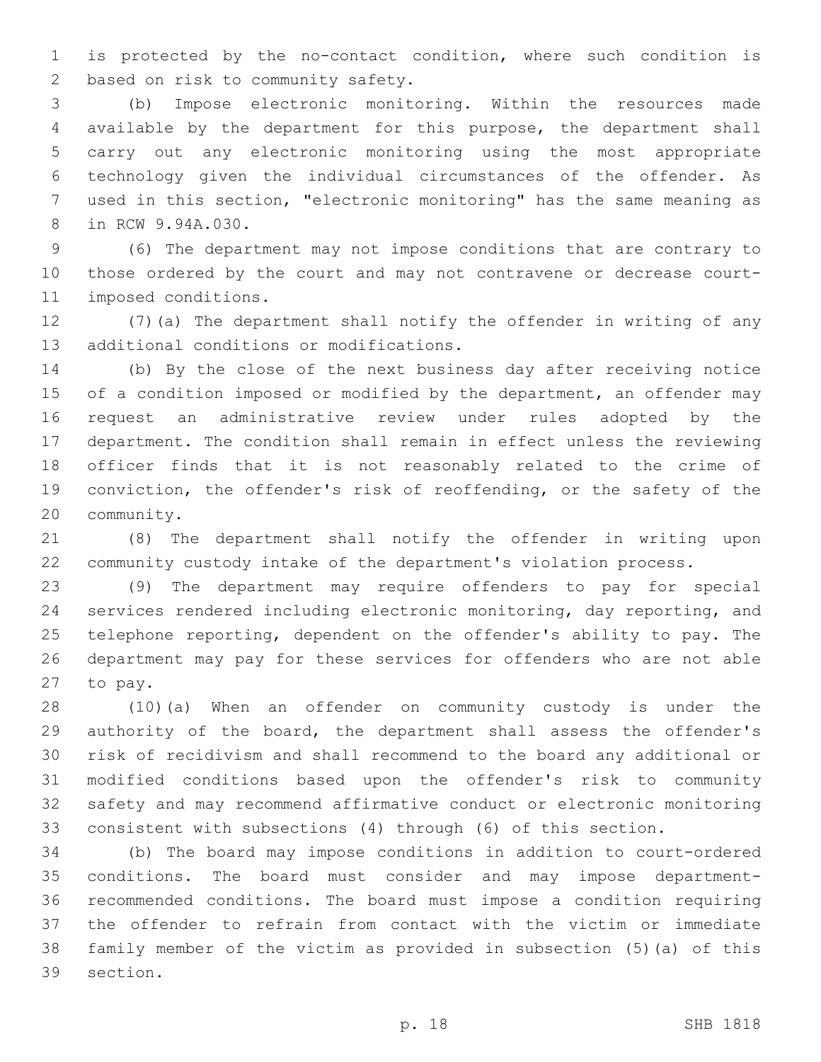is protected by the no-contact condition, where such condition is based on risk to community safety.

(b) Impose electronic monitoring. Within the resources made available by the department for this purpose, the department shall carry out any electronic monitoring using the most appropriate technology given the individual circumstances of the offender. As used in this section, "electronic monitoring" has the same meaning as in RCW 9.94A.030.

(6) The department may not impose conditions that are contrary to those ordered by the court and may not contravene or decrease court-imposed conditions.

(7)(a) The department shall notify the offender in writing of any additional conditions or modifications.

(b) By the close of the next business day after receiving notice of a condition imposed or modified by the department, an offender may request an administrative review under rules adopted by the department. The condition shall remain in effect unless the reviewing officer finds that it is not reasonably related to the crime of conviction, the offender's risk of reoffending, or the safety of the community.

(8) The department shall notify the offender in writing upon community custody intake of the department's violation process.

(9) The department may require offenders to pay for special services rendered including electronic monitoring, day reporting, and telephone reporting, dependent on the offender's ability to pay. The department may pay for these services for offenders who are not able to pay.

(10)(a) When an offender on community custody is under the authority of the board, the department shall assess the offender's risk of recidivism and shall recommend to the board any additional or modified conditions based upon the offender's risk to community safety and may recommend affirmative conduct or electronic monitoring consistent with subsections (4) through (6) of this section.

(b) The board may impose conditions in addition to court-ordered conditions. The board must consider and may impose department-recommended conditions. The board must impose a condition requiring the offender to refrain from contact with the victim or immediate family member of the victim as provided in subsection (5)(a) of this section.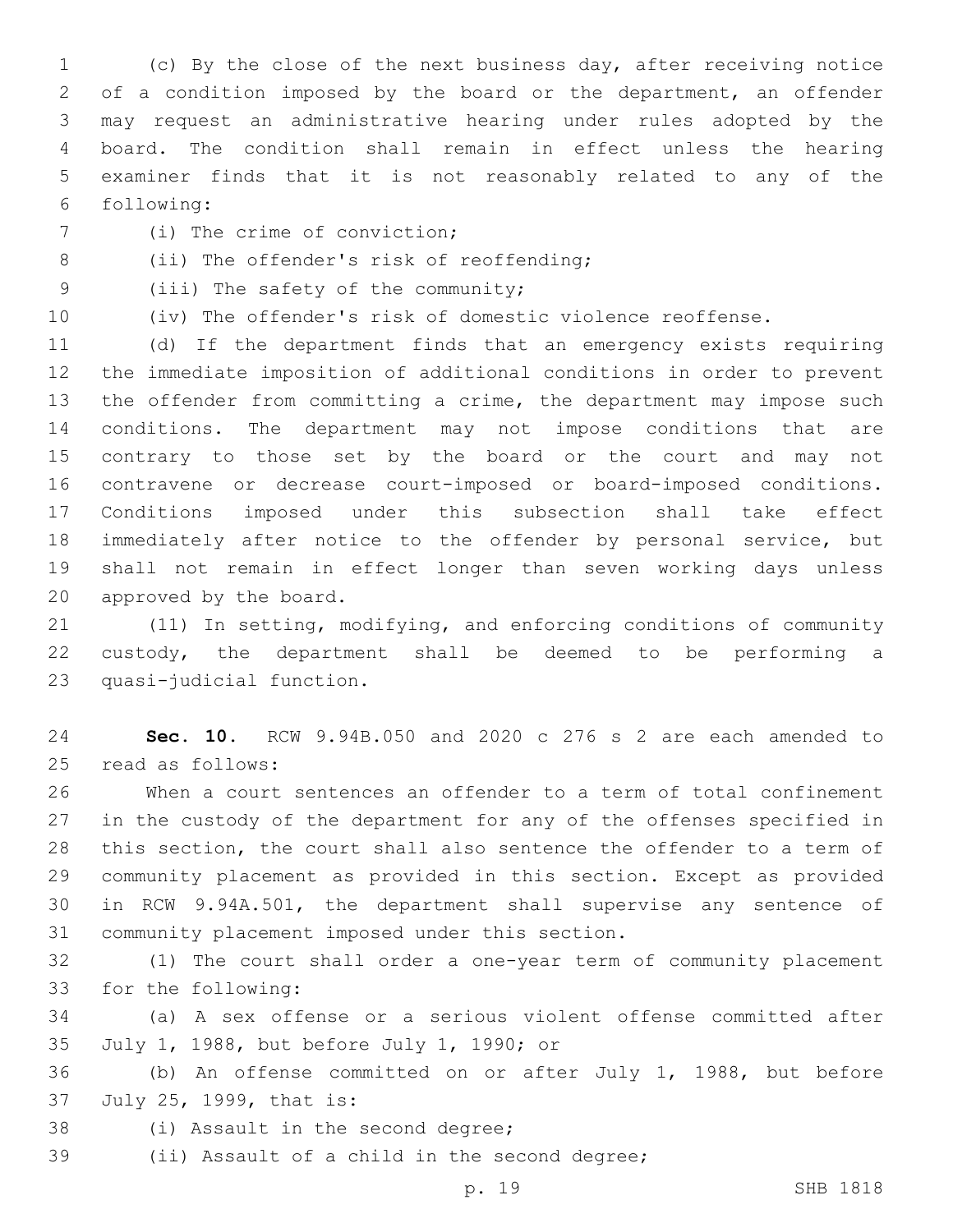(c) By the close of the next business day, after receiving notice of a condition imposed by the board or the department, an offender may request an administrative hearing under rules adopted by the board. The condition shall remain in effect unless the hearing examiner finds that it is not reasonably related to any of the following:

(i) The crime of conviction;

(ii) The offender's risk of reoffending;

(iii) The safety of the community;

(iv) The offender's risk of domestic violence reoffense.

(d) If the department finds that an emergency exists requiring the immediate imposition of additional conditions in order to prevent the offender from committing a crime, the department may impose such conditions. The department may not impose conditions that are contrary to those set by the board or the court and may not contravene or decrease court-imposed or board-imposed conditions. Conditions imposed under this subsection shall take effect immediately after notice to the offender by personal service, but shall not remain in effect longer than seven working days unless approved by the board.

(11) In setting, modifying, and enforcing conditions of community custody, the department shall be deemed to be performing a quasi-judicial function.

**Sec. 10.** RCW 9.94B.050 and 2020 c 276 s 2 are each amended to read as follows:

When a court sentences an offender to a term of total confinement in the custody of the department for any of the offenses specified in this section, the court shall also sentence the offender to a term of community placement as provided in this section. Except as provided in RCW 9.94A.501, the department shall supervise any sentence of community placement imposed under this section.

(1) The court shall order a one-year term of community placement for the following:

(a) A sex offense or a serious violent offense committed after July 1, 1988, but before July 1, 1990; or

(b) An offense committed on or after July 1, 1988, but before July 25, 1999, that is:

(i) Assault in the second degree;

(ii) Assault of a child in the second degree;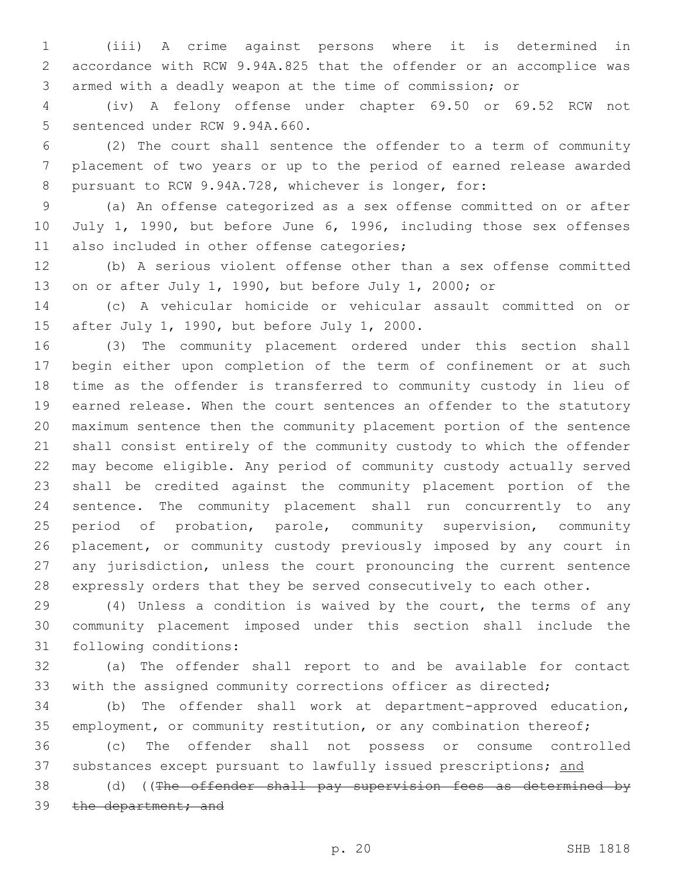(iii) A crime against persons where it is determined in accordance with RCW 9.94A.825 that the offender or an accomplice was armed with a deadly weapon at the time of commission; or

(iv) A felony offense under chapter 69.50 or 69.52 RCW not sentenced under RCW 9.94A.660.

(2) The court shall sentence the offender to a term of community placement of two years or up to the period of earned release awarded pursuant to RCW 9.94A.728, whichever is longer, for:

(a) An offense categorized as a sex offense committed on or after July 1, 1990, but before June 6, 1996, including those sex offenses also included in other offense categories;

(b) A serious violent offense other than a sex offense committed on or after July 1, 1990, but before July 1, 2000; or

(c) A vehicular homicide or vehicular assault committed on or after July 1, 1990, but before July 1, 2000.

(3) The community placement ordered under this section shall begin either upon completion of the term of confinement or at such time as the offender is transferred to community custody in lieu of earned release. When the court sentences an offender to the statutory maximum sentence then the community placement portion of the sentence shall consist entirely of the community custody to which the offender may become eligible. Any period of community custody actually served shall be credited against the community placement portion of the sentence. The community placement shall run concurrently to any period of probation, parole, community supervision, community placement, or community custody previously imposed by any court in any jurisdiction, unless the court pronouncing the current sentence expressly orders that they be served consecutively to each other.

(4) Unless a condition is waived by the court, the terms of any community placement imposed under this section shall include the following conditions:

(a) The offender shall report to and be available for contact with the assigned community corrections officer as directed;

(b) The offender shall work at department-approved education, employment, or community restitution, or any combination thereof;

(c) The offender shall not possess or consume controlled substances except pursuant to lawfully issued prescriptions; <u>and</u>

(d) ((~~The offender shall pay supervision fees as determined by the department; and~~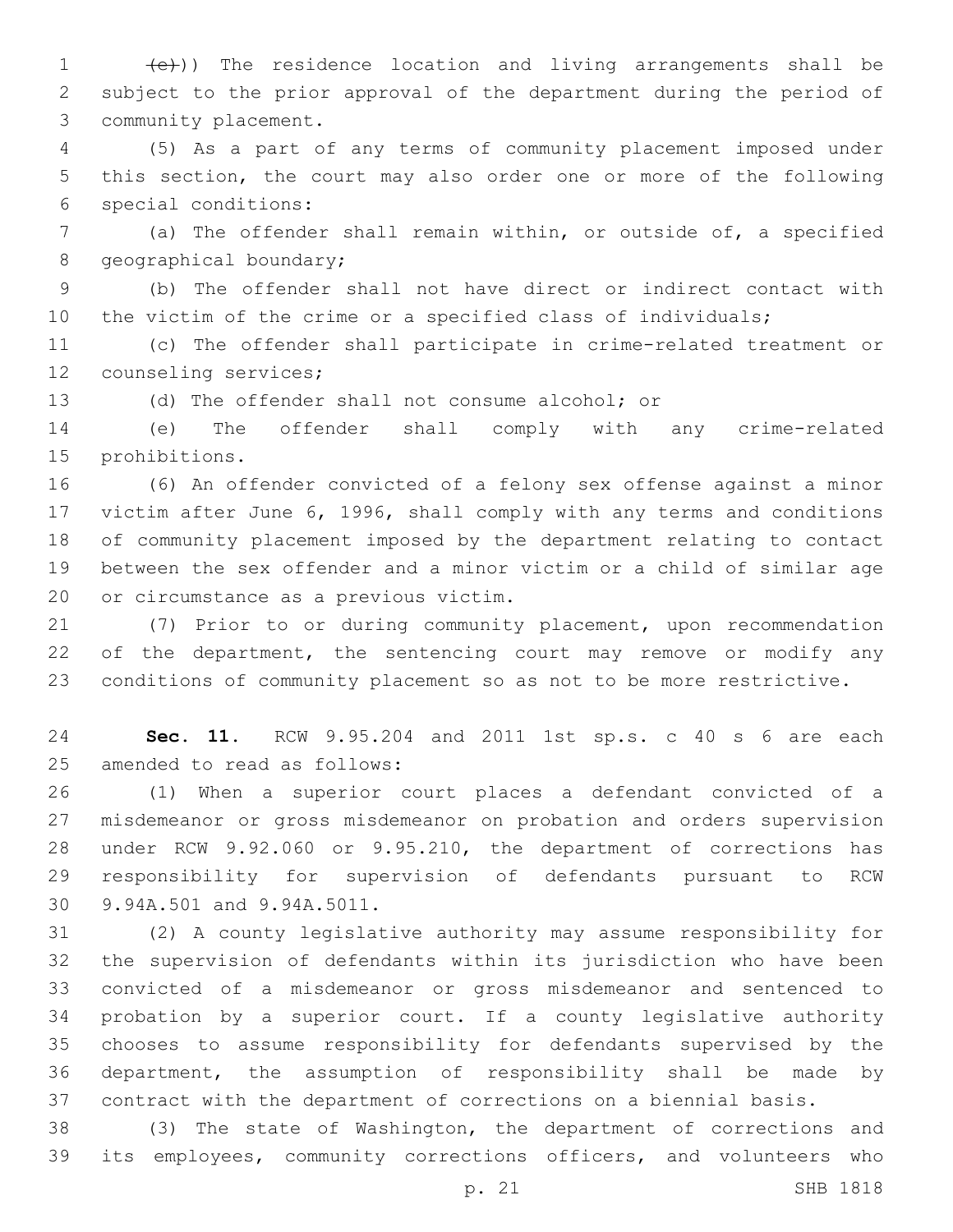~~(e)~~)) The residence location and living arrangements shall be subject to the prior approval of the department during the period of community placement.

(5) As a part of any terms of community placement imposed under this section, the court may also order one or more of the following special conditions:

(a) The offender shall remain within, or outside of, a specified geographical boundary;

(b) The offender shall not have direct or indirect contact with the victim of the crime or a specified class of individuals;

(c) The offender shall participate in crime-related treatment or counseling services;

(d) The offender shall not consume alcohol; or

(e) The offender shall comply with any crime-related prohibitions.

(6) An offender convicted of a felony sex offense against a minor victim after June 6, 1996, shall comply with any terms and conditions of community placement imposed by the department relating to contact between the sex offender and a minor victim or a child of similar age or circumstance as a previous victim.

(7) Prior to or during community placement, upon recommendation of the department, the sentencing court may remove or modify any conditions of community placement so as not to be more restrictive.

**Sec. 11.** RCW 9.95.204 and 2011 1st sp.s. c 40 s 6 are each amended to read as follows:

(1) When a superior court places a defendant convicted of a misdemeanor or gross misdemeanor on probation and orders supervision under RCW 9.92.060 or 9.95.210, the department of corrections has responsibility for supervision of defendants pursuant to RCW 9.94A.501 and 9.94A.5011.

(2) A county legislative authority may assume responsibility for the supervision of defendants within its jurisdiction who have been convicted of a misdemeanor or gross misdemeanor and sentenced to probation by a superior court. If a county legislative authority chooses to assume responsibility for defendants supervised by the department, the assumption of responsibility shall be made by contract with the department of corrections on a biennial basis.

(3) The state of Washington, the department of corrections and its employees, community corrections officers, and volunteers who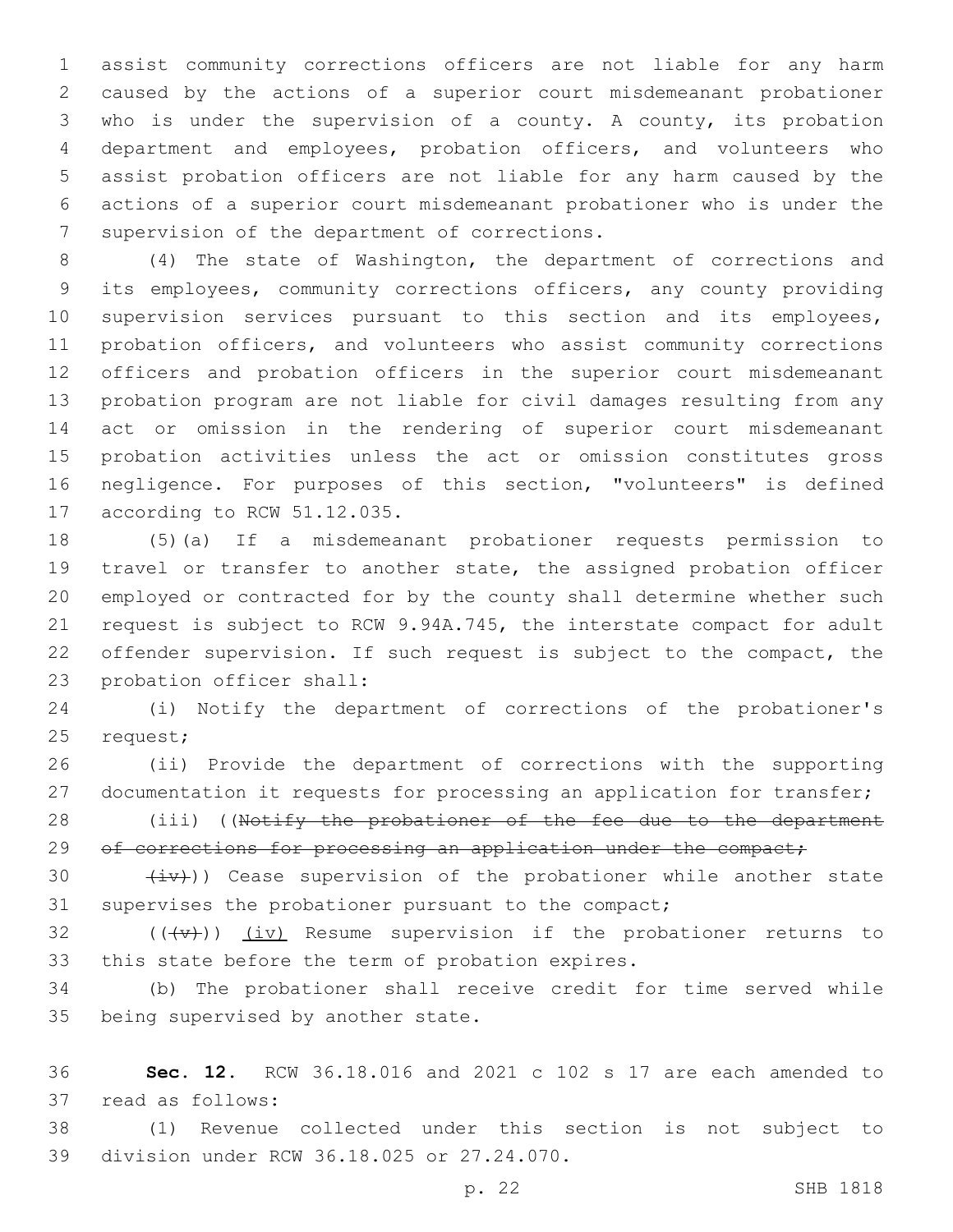assist community corrections officers are not liable for any harm caused by the actions of a superior court misdemeanant probationer who is under the supervision of a county. A county, its probation department and employees, probation officers, and volunteers who assist probation officers are not liable for any harm caused by the actions of a superior court misdemeanant probationer who is under the supervision of the department of corrections.

(4) The state of Washington, the department of corrections and its employees, community corrections officers, any county providing supervision services pursuant to this section and its employees, probation officers, and volunteers who assist community corrections officers and probation officers in the superior court misdemeanant probation program are not liable for civil damages resulting from any act or omission in the rendering of superior court misdemeanant probation activities unless the act or omission constitutes gross negligence. For purposes of this section, "volunteers" is defined according to RCW 51.12.035.

(5)(a) If a misdemeanant probationer requests permission to travel or transfer to another state, the assigned probation officer employed or contracted for by the county shall determine whether such request is subject to RCW 9.94A.745, the interstate compact for adult offender supervision. If such request is subject to the compact, the probation officer shall:

(i) Notify the department of corrections of the probationer's request;

(ii) Provide the department of corrections with the supporting documentation it requests for processing an application for transfer;

(iii) ((~~Notify the probationer of the fee due to the department of corrections for processing an application under the compact;~~

~~(iv)~~)) Cease supervision of the probationer while another state supervises the probationer pursuant to the compact;

((~~(v)~~)) (iv) Resume supervision if the probationer returns to this state before the term of probation expires.

(b) The probationer shall receive credit for time served while being supervised by another state.

**Sec. 12.** RCW 36.18.016 and 2021 c 102 s 17 are each amended to read as follows:

(1) Revenue collected under this section is not subject to division under RCW 36.18.025 or 27.24.070.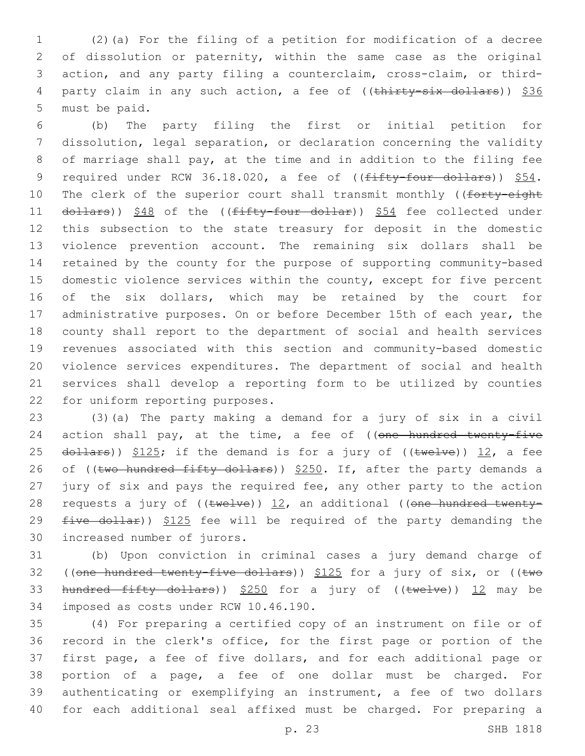(2)(a) For the filing of a petition for modification of a decree of dissolution or paternity, within the same case as the original action, and any party filing a counterclaim, cross-claim, or third-party claim in any such action, a fee of ((~~thirty-six dollars~~)) $36 must be paid.

(b) The party filing the first or initial petition for dissolution, legal separation, or declaration concerning the validity of marriage shall pay, at the time and in addition to the filing fee required under RCW 36.18.020, a fee of ((~~fifty-four dollars~~)) $54. The clerk of the superior court shall transmit monthly ((~~forty-eight dollars~~)) $48 of the ((~~fifty-four dollar~~)) $54 fee collected under this subsection to the state treasury for deposit in the domestic violence prevention account. The remaining six dollars shall be retained by the county for the purpose of supporting community-based domestic violence services within the county, except for five percent of the six dollars, which may be retained by the court for administrative purposes. On or before December 15th of each year, the county shall report to the department of social and health services revenues associated with this section and community-based domestic violence services expenditures. The department of social and health services shall develop a reporting form to be utilized by counties for uniform reporting purposes.

(3)(a) The party making a demand for a jury of six in a civil action shall pay, at the time, a fee of ((~~one hundred twenty-five dollars~~)) $125; if the demand is for a jury of ((~~twelve~~)) 12, a fee of ((~~two hundred fifty dollars~~)) $250. If, after the party demands a jury of six and pays the required fee, any other party to the action requests a jury of ((~~twelve~~)) 12, an additional ((~~one hundred twenty-five dollar~~)) $125 fee will be required of the party demanding the increased number of jurors.

(b) Upon conviction in criminal cases a jury demand charge of ((~~one hundred twenty-five dollars~~)) $125 for a jury of six, or ((~~two hundred fifty dollars~~)) $250 for a jury of ((~~twelve~~)) 12 may be imposed as costs under RCW 10.46.190.

(4) For preparing a certified copy of an instrument on file or of record in the clerk's office, for the first page or portion of the first page, a fee of five dollars, and for each additional page or portion of a page, a fee of one dollar must be charged. For authenticating or exemplifying an instrument, a fee of two dollars for each additional seal affixed must be charged. For preparing a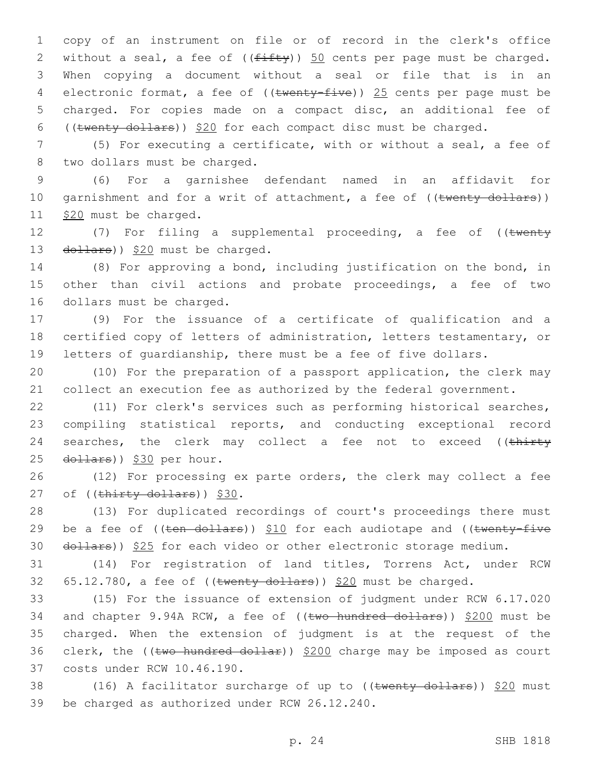copy of an instrument on file or of record in the clerk's office without a seal, a fee of ((~~fifty~~)) 50 cents per page must be charged. When copying a document without a seal or file that is in an electronic format, a fee of ((~~twenty-five~~)) 25 cents per page must be charged. For copies made on a compact disc, an additional fee of ((~~twenty dollars~~)) $20 for each compact disc must be charged.

(5) For executing a certificate, with or without a seal, a fee of two dollars must be charged.

(6) For a garnishee defendant named in an affidavit for garnishment and for a writ of attachment, a fee of ((~~twenty dollars~~)) $20 must be charged.

(7) For filing a supplemental proceeding, a fee of ((~~twenty dollars~~)) $20 must be charged.

(8) For approving a bond, including justification on the bond, in other than civil actions and probate proceedings, a fee of two dollars must be charged.

(9) For the issuance of a certificate of qualification and a certified copy of letters of administration, letters testamentary, or letters of guardianship, there must be a fee of five dollars.

(10) For the preparation of a passport application, the clerk may collect an execution fee as authorized by the federal government.

(11) For clerk's services such as performing historical searches, compiling statistical reports, and conducting exceptional record searches, the clerk may collect a fee not to exceed ((~~thirty dollars~~)) $30 per hour.

(12) For processing ex parte orders, the clerk may collect a fee of ((~~thirty dollars~~)) $30.

(13) For duplicated recordings of court's proceedings there must be a fee of ((~~ten dollars~~)) $10 for each audiotape and ((~~twenty-five dollars~~)) $25 for each video or other electronic storage medium.

(14) For registration of land titles, Torrens Act, under RCW 65.12.780, a fee of ((~~twenty dollars~~)) $20 must be charged.

(15) For the issuance of extension of judgment under RCW 6.17.020 and chapter 9.94A RCW, a fee of ((~~two hundred dollars~~)) $200 must be charged. When the extension of judgment is at the request of the clerk, the ((~~two hundred dollar~~)) $200 charge may be imposed as court costs under RCW 10.46.190.

(16) A facilitator surcharge of up to ((~~twenty dollars~~)) $20 must be charged as authorized under RCW 26.12.240.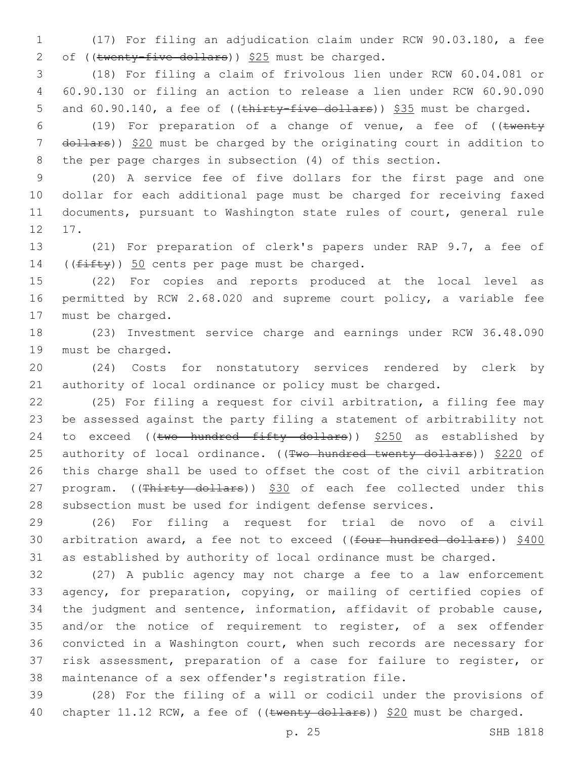(17) For filing an adjudication claim under RCW 90.03.180, a fee of ((~~twenty-five dollars~~)) $25 must be charged.

(18) For filing a claim of frivolous lien under RCW 60.04.081 or 60.90.130 or filing an action to release a lien under RCW 60.90.090 and 60.90.140, a fee of ((~~thirty-five dollars~~)) $35 must be charged.

(19) For preparation of a change of venue, a fee of ((~~twenty dollars~~)) $20 must be charged by the originating court in addition to the per page charges in subsection (4) of this section.

(20) A service fee of five dollars for the first page and one dollar for each additional page must be charged for receiving faxed documents, pursuant to Washington state rules of court, general rule 17.

(21) For preparation of clerk's papers under RAP 9.7, a fee of ((~~fifty~~)) 50 cents per page must be charged.

(22) For copies and reports produced at the local level as permitted by RCW 2.68.020 and supreme court policy, a variable fee must be charged.

(23) Investment service charge and earnings under RCW 36.48.090 must be charged.

(24) Costs for nonstatutory services rendered by clerk by authority of local ordinance or policy must be charged.

(25) For filing a request for civil arbitration, a filing fee may be assessed against the party filing a statement of arbitrability not to exceed ((~~two hundred fifty dollars~~)) $250 as established by authority of local ordinance. ((~~Two hundred twenty dollars~~)) $220 of this charge shall be used to offset the cost of the civil arbitration program. ((~~Thirty dollars~~)) $30 of each fee collected under this subsection must be used for indigent defense services.

(26) For filing a request for trial de novo of a civil arbitration award, a fee not to exceed ((~~four hundred dollars~~)) $400 as established by authority of local ordinance must be charged.

(27) A public agency may not charge a fee to a law enforcement agency, for preparation, copying, or mailing of certified copies of the judgment and sentence, information, affidavit of probable cause, and/or the notice of requirement to register, of a sex offender convicted in a Washington court, when such records are necessary for risk assessment, preparation of a case for failure to register, or maintenance of a sex offender's registration file.

(28) For the filing of a will or codicil under the provisions of chapter 11.12 RCW, a fee of ((~~twenty dollars~~)) $20 must be charged.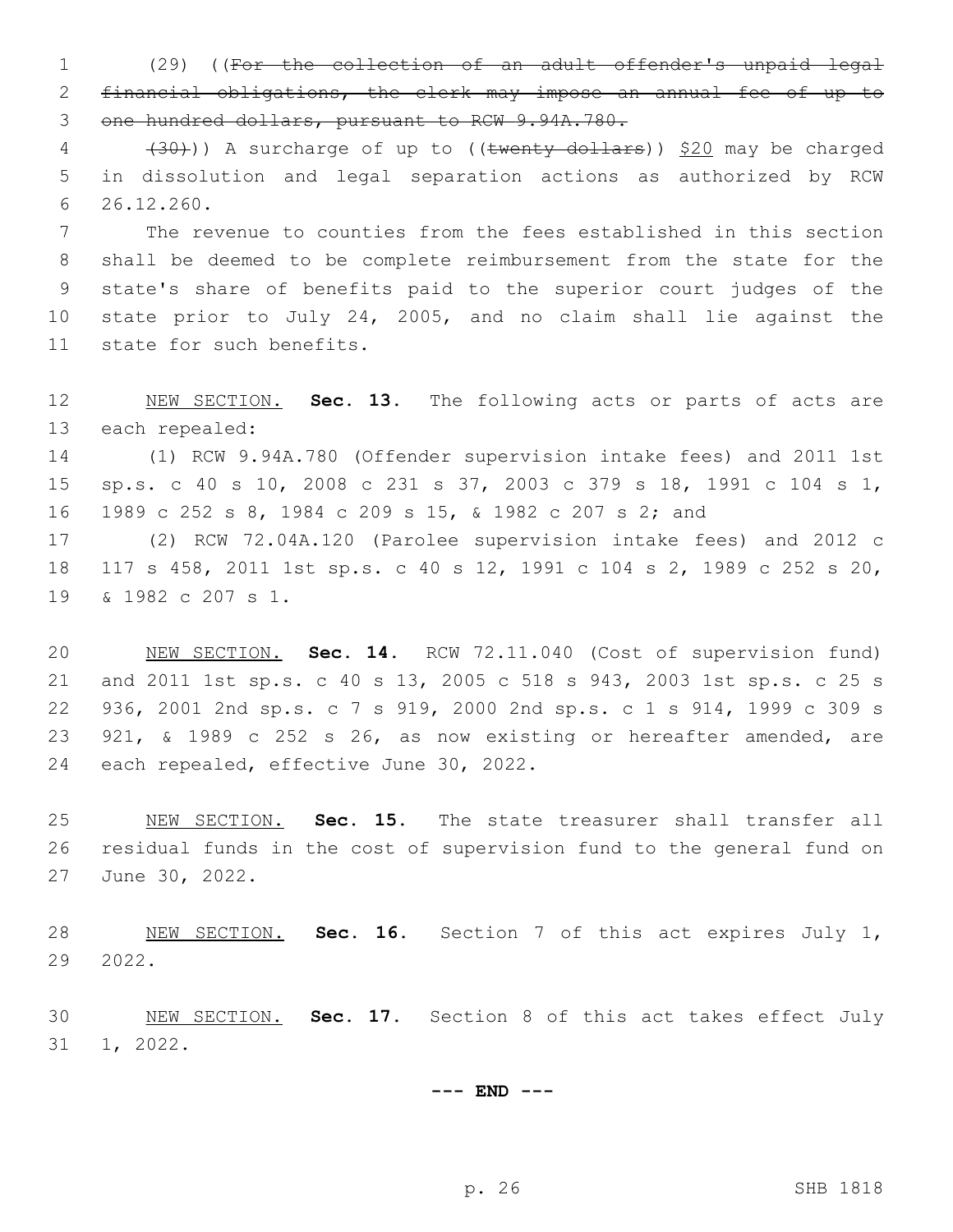(29) ((~~For the collection of an adult offender's unpaid legal financial obligations, the clerk may impose an annual fee of up to one hundred dollars, pursuant to RCW 9.94A.780.~~

~~(30)~~)) A surcharge of up to ((~~twenty dollars~~)) <u>$20</u> may be charged in dissolution and legal separation actions as authorized by RCW 26.12.260.

The revenue to counties from the fees established in this section shall be deemed to be complete reimbursement from the state for the state's share of benefits paid to the superior court judges of the state prior to July 24, 2005, and no claim shall lie against the state for such benefits.

<u>NEW SECTION.</u> **Sec. 13.** The following acts or parts of acts are each repealed:

(1) RCW 9.94A.780 (Offender supervision intake fees) and 2011 1st sp.s. c 40 s 10, 2008 c 231 s 37, 2003 c 379 s 18, 1991 c 104 s 1, 1989 c 252 s 8, 1984 c 209 s 15, & 1982 c 207 s 2; and

(2) RCW 72.04A.120 (Parolee supervision intake fees) and 2012 c 117 s 458, 2011 1st sp.s. c 40 s 12, 1991 c 104 s 2, 1989 c 252 s 20, & 1982 c 207 s 1.

<u>NEW SECTION.</u> **Sec. 14.** RCW 72.11.040 (Cost of supervision fund) and 2011 1st sp.s. c 40 s 13, 2005 c 518 s 943, 2003 1st sp.s. c 25 s 936, 2001 2nd sp.s. c 7 s 919, 2000 2nd sp.s. c 1 s 914, 1999 c 309 s 921, & 1989 c 252 s 26, as now existing or hereafter amended, are each repealed, effective June 30, 2022.

<u>NEW SECTION.</u> **Sec. 15.** The state treasurer shall transfer all residual funds in the cost of supervision fund to the general fund on June 30, 2022.

<u>NEW SECTION.</u> **Sec. 16.** Section 7 of this act expires July 1, 2022.

<u>NEW SECTION.</u> **Sec. 17.** Section 8 of this act takes effect July 1, 2022.

**--- END ---**